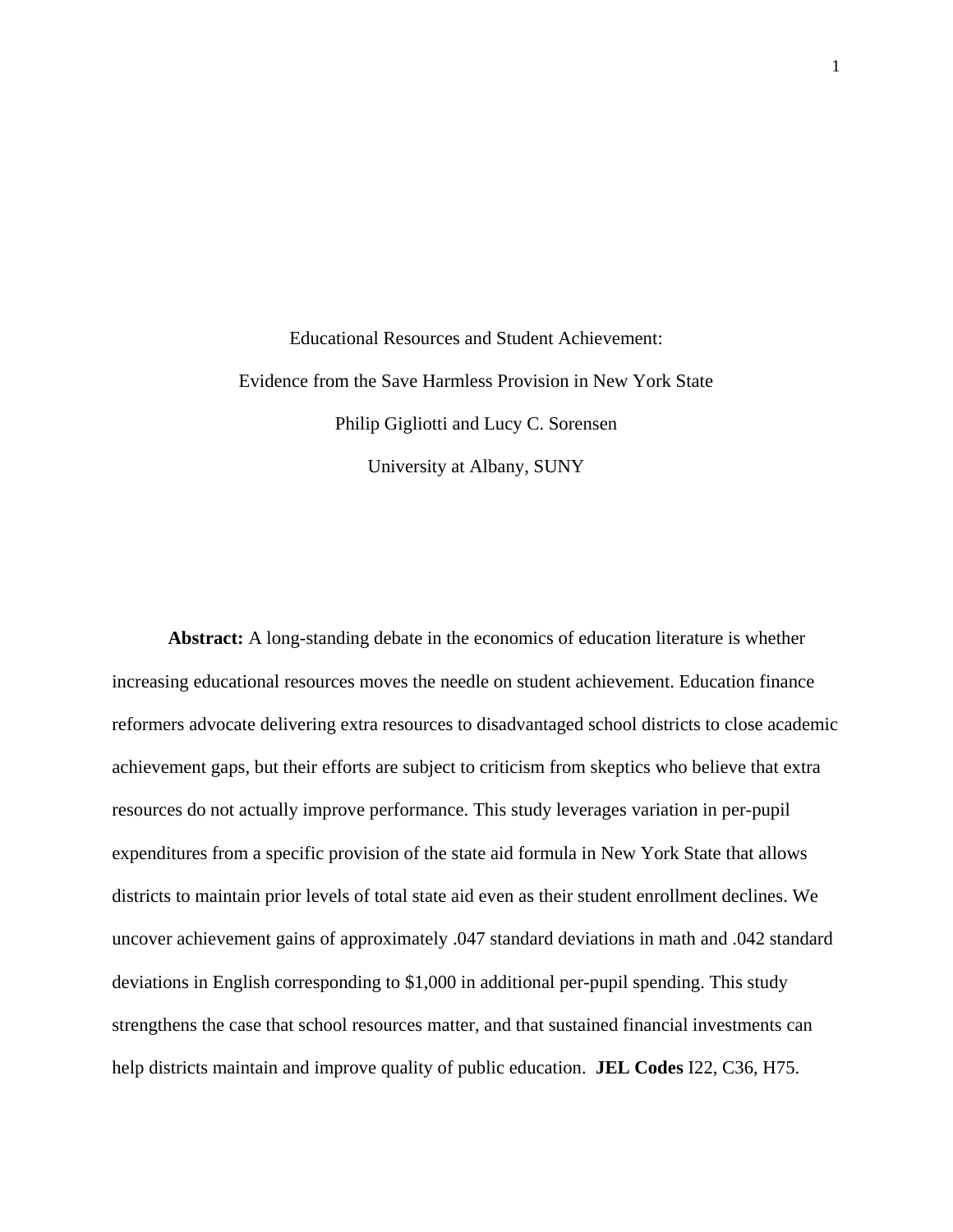# Educational Resources and Student Achievement:

# Evidence from the Save Harmless Provision in New York State

Philip Gigliotti and Lucy C. Sorensen

University at Albany, SUNY

**Abstract:** A long-standing debate in the economics of education literature is whether increasing educational resources moves the needle on student achievement. Education finance reformers advocate delivering extra resources to disadvantaged school districts to close academic achievement gaps, but their efforts are subject to criticism from skeptics who believe that extra resources do not actually improve performance. This study leverages variation in per-pupil expenditures from a specific provision of the state aid formula in New York State that allows districts to maintain prior levels of total state aid even as their student enrollment declines. We uncover achievement gains of approximately .047 standard deviations in math and .042 standard deviations in English corresponding to $1,000 in additional per-pupil spending. This study strengthens the case that school resources matter, and that sustained financial investments can help districts maintain and improve quality of public education. **JEL Codes** I22, C36, H75.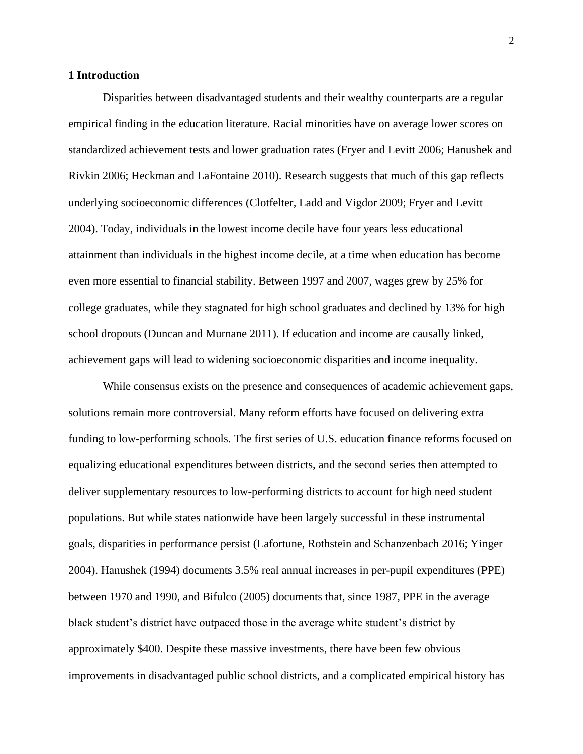## 1 Introduction

Disparities between disadvantaged students and their wealthy counterparts are a regular empirical finding in the education literature. Racial minorities have on average lower scores on standardized achievement tests and lower graduation rates (Fryer and Levitt 2006; Hanushek and Rivkin 2006; Heckman and LaFontaine 2010). Research suggests that much of this gap reflects underlying socioeconomic differences (Clotfelter, Ladd and Vigdor 2009; Fryer and Levitt 2004). Today, individuals in the lowest income decile have four years less educational attainment than individuals in the highest income decile, at a time when education has become even more essential to financial stability. Between 1997 and 2007, wages grew by 25% for college graduates, while they stagnated for high school graduates and declined by 13% for high school dropouts (Duncan and Murnane 2011). If education and income are causally linked, achievement gaps will lead to widening socioeconomic disparities and income inequality.

While consensus exists on the presence and consequences of academic achievement gaps, solutions remain more controversial. Many reform efforts have focused on delivering extra funding to low-performing schools. The first series of U.S. education finance reforms focused on equalizing educational expenditures between districts, and the second series then attempted to deliver supplementary resources to low-performing districts to account for high need student populations. But while states nationwide have been largely successful in these instrumental goals, disparities in performance persist (Lafortune, Rothstein and Schanzenbach 2016; Yinger 2004). Hanushek (1994) documents 3.5% real annual increases in per-pupil expenditures (PPE) between 1970 and 1990, and Bifulco (2005) documents that, since 1987, PPE in the average black student's district have outpaced those in the average white student's district by approximately $400. Despite these massive investments, there have been few obvious improvements in disadvantaged public school districts, and a complicated empirical history has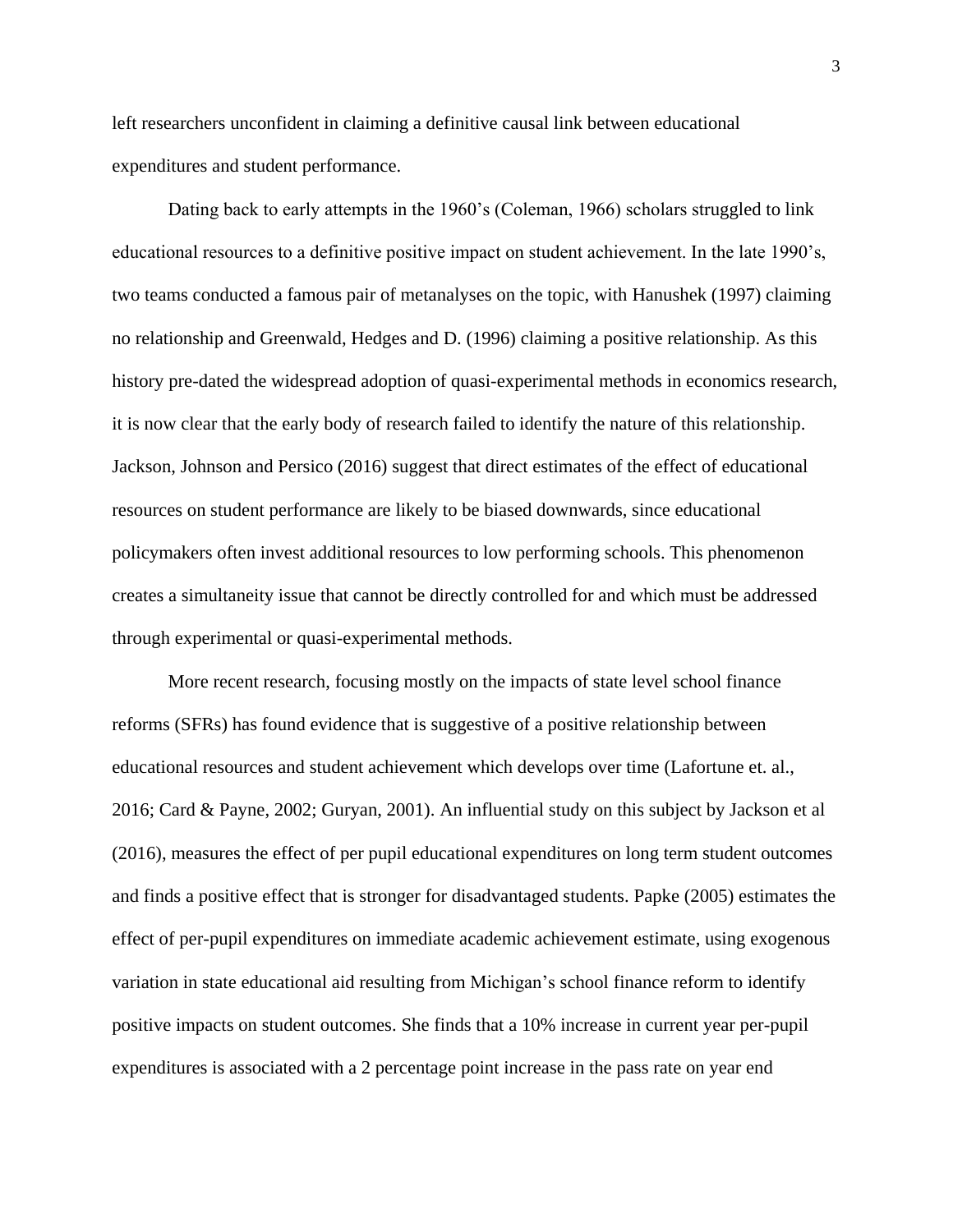left researchers unconfident in claiming a definitive causal link between educational expenditures and student performance.

Dating back to early attempts in the 1960's (Coleman, 1966) scholars struggled to link educational resources to a definitive positive impact on student achievement. In the late 1990's, two teams conducted a famous pair of metanalyses on the topic, with Hanushek (1997) claiming no relationship and Greenwald, Hedges and D. (1996) claiming a positive relationship. As this history pre-dated the widespread adoption of quasi-experimental methods in economics research, it is now clear that the early body of research failed to identify the nature of this relationship. Jackson, Johnson and Persico (2016) suggest that direct estimates of the effect of educational resources on student performance are likely to be biased downwards, since educational policymakers often invest additional resources to low performing schools. This phenomenon creates a simultaneity issue that cannot be directly controlled for and which must be addressed through experimental or quasi-experimental methods.

More recent research, focusing mostly on the impacts of state level school finance reforms (SFRs) has found evidence that is suggestive of a positive relationship between educational resources and student achievement which develops over time (Lafortune et. al., 2016; Card & Payne, 2002; Guryan, 2001). An influential study on this subject by Jackson et al (2016), measures the effect of per pupil educational expenditures on long term student outcomes and finds a positive effect that is stronger for disadvantaged students. Papke (2005) estimates the effect of per-pupil expenditures on immediate academic achievement estimate, using exogenous variation in state educational aid resulting from Michigan's school finance reform to identify positive impacts on student outcomes. She finds that a 10% increase in current year per-pupil expenditures is associated with a 2 percentage point increase in the pass rate on year end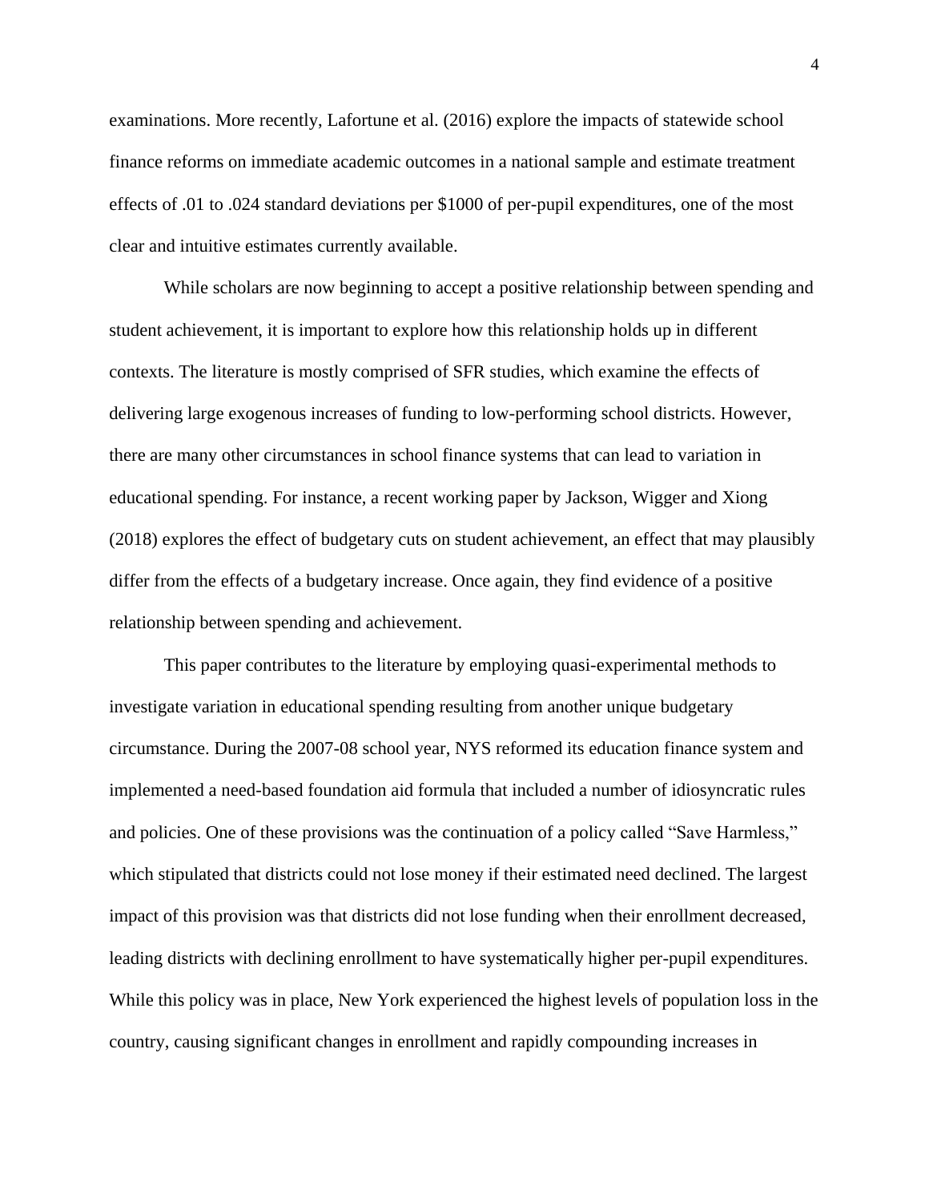examinations. More recently, Lafortune et al. (2016) explore the impacts of statewide school finance reforms on immediate academic outcomes in a national sample and estimate treatment effects of .01 to .024 standard deviations per $1000 of per-pupil expenditures, one of the most clear and intuitive estimates currently available.

While scholars are now beginning to accept a positive relationship between spending and student achievement, it is important to explore how this relationship holds up in different contexts. The literature is mostly comprised of SFR studies, which examine the effects of delivering large exogenous increases of funding to low-performing school districts. However, there are many other circumstances in school finance systems that can lead to variation in educational spending. For instance, a recent working paper by Jackson, Wigger and Xiong (2018) explores the effect of budgetary cuts on student achievement, an effect that may plausibly differ from the effects of a budgetary increase. Once again, they find evidence of a positive relationship between spending and achievement.

This paper contributes to the literature by employing quasi-experimental methods to investigate variation in educational spending resulting from another unique budgetary circumstance. During the 2007-08 school year, NYS reformed its education finance system and implemented a need-based foundation aid formula that included a number of idiosyncratic rules and policies. One of these provisions was the continuation of a policy called "Save Harmless," which stipulated that districts could not lose money if their estimated need declined. The largest impact of this provision was that districts did not lose funding when their enrollment decreased, leading districts with declining enrollment to have systematically higher per-pupil expenditures. While this policy was in place, New York experienced the highest levels of population loss in the country, causing significant changes in enrollment and rapidly compounding increases in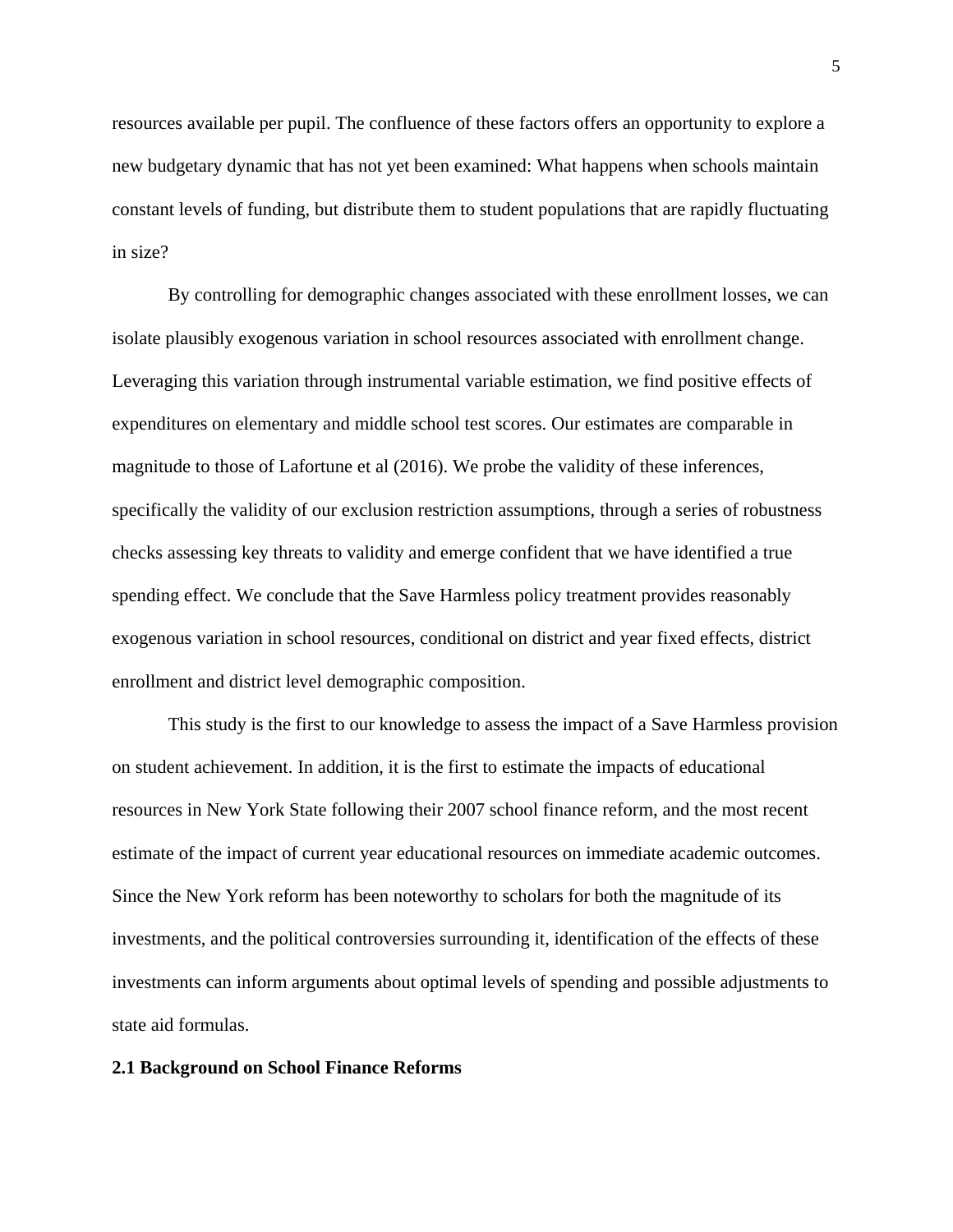resources available per pupil. The confluence of these factors offers an opportunity to explore a new budgetary dynamic that has not yet been examined: What happens when schools maintain constant levels of funding, but distribute them to student populations that are rapidly fluctuating in size?

By controlling for demographic changes associated with these enrollment losses, we can isolate plausibly exogenous variation in school resources associated with enrollment change. Leveraging this variation through instrumental variable estimation, we find positive effects of expenditures on elementary and middle school test scores. Our estimates are comparable in magnitude to those of Lafortune et al (2016). We probe the validity of these inferences, specifically the validity of our exclusion restriction assumptions, through a series of robustness checks assessing key threats to validity and emerge confident that we have identified a true spending effect. We conclude that the Save Harmless policy treatment provides reasonably exogenous variation in school resources, conditional on district and year fixed effects, district enrollment and district level demographic composition.

This study is the first to our knowledge to assess the impact of a Save Harmless provision on student achievement. In addition, it is the first to estimate the impacts of educational resources in New York State following their 2007 school finance reform, and the most recent estimate of the impact of current year educational resources on immediate academic outcomes. Since the New York reform has been noteworthy to scholars for both the magnitude of its investments, and the political controversies surrounding it, identification of the effects of these investments can inform arguments about optimal levels of spending and possible adjustments to state aid formulas.

## 2.1 Background on School Finance Reforms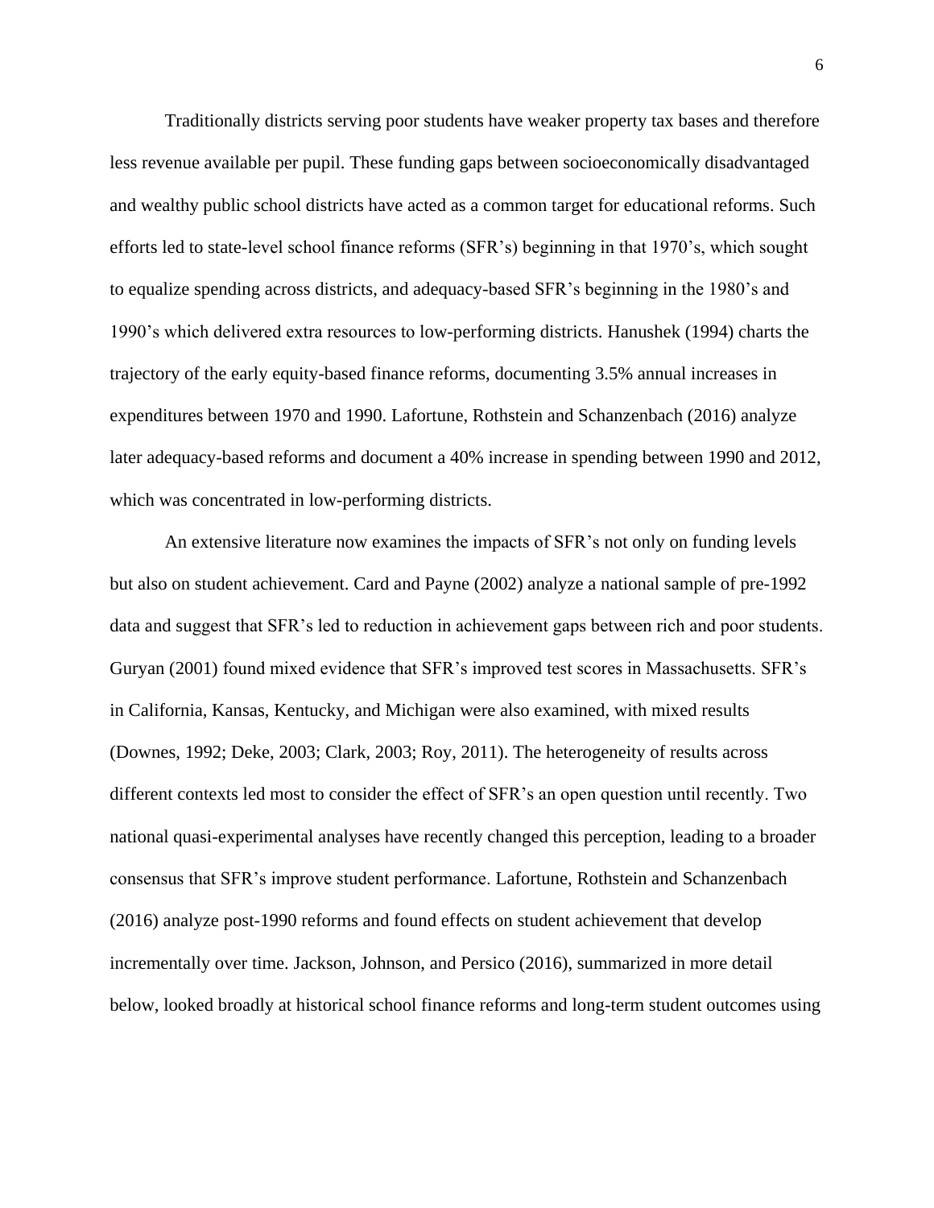Traditionally districts serving poor students have weaker property tax bases and therefore less revenue available per pupil. These funding gaps between socioeconomically disadvantaged and wealthy public school districts have acted as a common target for educational reforms. Such efforts led to state-level school finance reforms (SFR's) beginning in that 1970's, which sought to equalize spending across districts, and adequacy-based SFR's beginning in the 1980's and 1990's which delivered extra resources to low-performing districts. Hanushek (1994) charts the trajectory of the early equity-based finance reforms, documenting 3.5% annual increases in expenditures between 1970 and 1990. Lafortune, Rothstein and Schanzenbach (2016) analyze later adequacy-based reforms and document a 40% increase in spending between 1990 and 2012, which was concentrated in low-performing districts.

An extensive literature now examines the impacts of SFR's not only on funding levels but also on student achievement. Card and Payne (2002) analyze a national sample of pre-1992 data and suggest that SFR's led to reduction in achievement gaps between rich and poor students. Guryan (2001) found mixed evidence that SFR's improved test scores in Massachusetts. SFR's in California, Kansas, Kentucky, and Michigan were also examined, with mixed results (Downes, 1992; Deke, 2003; Clark, 2003; Roy, 2011). The heterogeneity of results across different contexts led most to consider the effect of SFR's an open question until recently. Two national quasi-experimental analyses have recently changed this perception, leading to a broader consensus that SFR's improve student performance. Lafortune, Rothstein and Schanzenbach (2016) analyze post-1990 reforms and found effects on student achievement that develop incrementally over time. Jackson, Johnson, and Persico (2016), summarized in more detail below, looked broadly at historical school finance reforms and long-term student outcomes using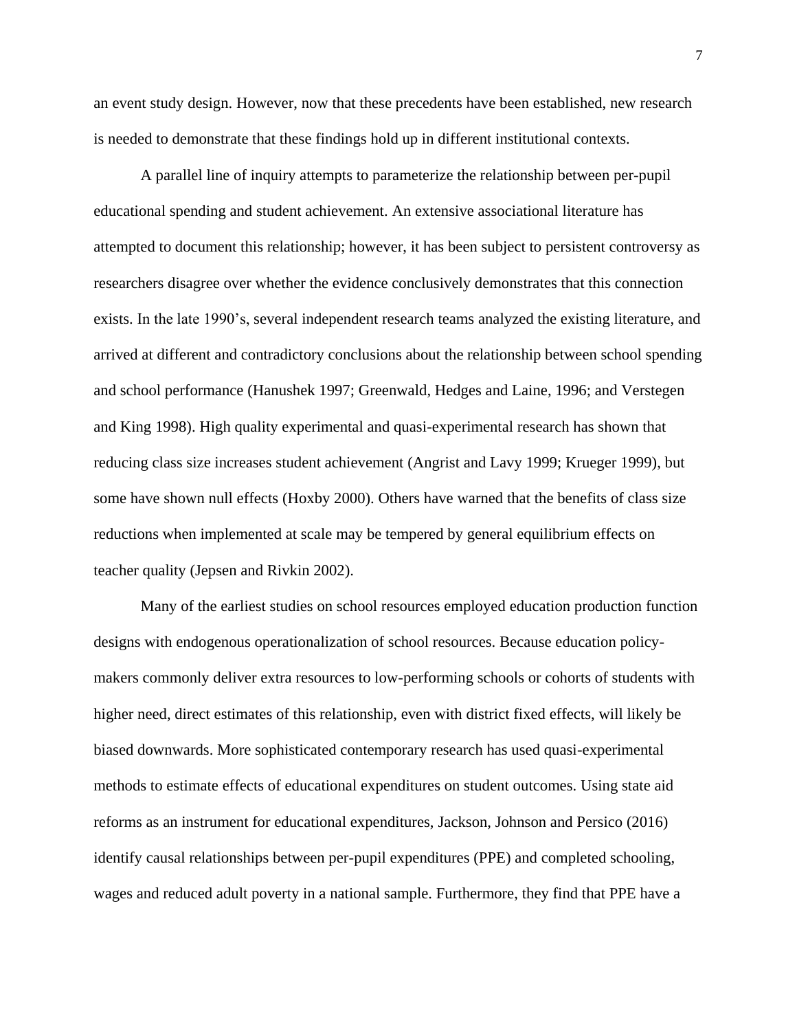an event study design. However, now that these precedents have been established, new research is needed to demonstrate that these findings hold up in different institutional contexts.

A parallel line of inquiry attempts to parameterize the relationship between per-pupil educational spending and student achievement. An extensive associational literature has attempted to document this relationship; however, it has been subject to persistent controversy as researchers disagree over whether the evidence conclusively demonstrates that this connection exists. In the late 1990's, several independent research teams analyzed the existing literature, and arrived at different and contradictory conclusions about the relationship between school spending and school performance (Hanushek 1997; Greenwald, Hedges and Laine, 1996; and Verstegen and King 1998). High quality experimental and quasi-experimental research has shown that reducing class size increases student achievement (Angrist and Lavy 1999; Krueger 1999), but some have shown null effects (Hoxby 2000). Others have warned that the benefits of class size reductions when implemented at scale may be tempered by general equilibrium effects on teacher quality (Jepsen and Rivkin 2002).

Many of the earliest studies on school resources employed education production function designs with endogenous operationalization of school resources. Because education policy-makers commonly deliver extra resources to low-performing schools or cohorts of students with higher need, direct estimates of this relationship, even with district fixed effects, will likely be biased downwards. More sophisticated contemporary research has used quasi-experimental methods to estimate effects of educational expenditures on student outcomes. Using state aid reforms as an instrument for educational expenditures, Jackson, Johnson and Persico (2016) identify causal relationships between per-pupil expenditures (PPE) and completed schooling, wages and reduced adult poverty in a national sample. Furthermore, they find that PPE have a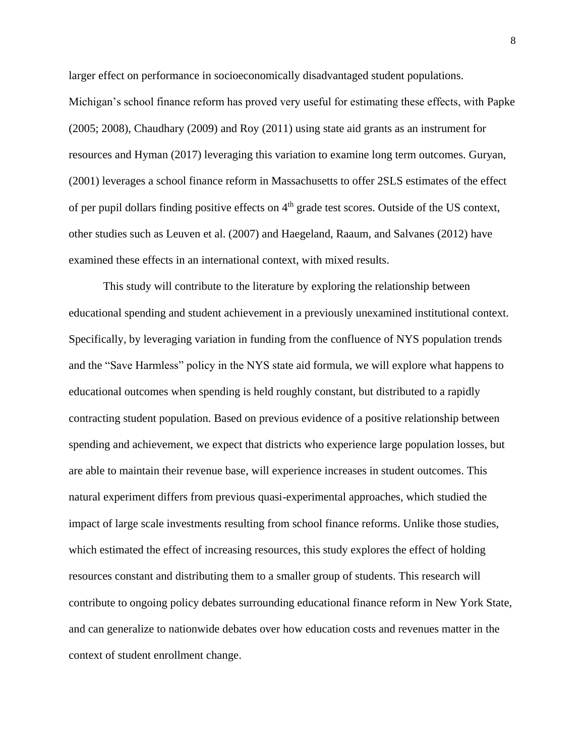larger effect on performance in socioeconomically disadvantaged student populations. Michigan's school finance reform has proved very useful for estimating these effects, with Papke (2005; 2008), Chaudhary (2009) and Roy (2011) using state aid grants as an instrument for resources and Hyman (2017) leveraging this variation to examine long term outcomes. Guryan, (2001) leverages a school finance reform in Massachusetts to offer 2SLS estimates of the effect of per pupil dollars finding positive effects on 4th grade test scores. Outside of the US context, other studies such as Leuven et al. (2007) and Haegeland, Raaum, and Salvanes (2012) have examined these effects in an international context, with mixed results.

This study will contribute to the literature by exploring the relationship between educational spending and student achievement in a previously unexamined institutional context. Specifically, by leveraging variation in funding from the confluence of NYS population trends and the "Save Harmless" policy in the NYS state aid formula, we will explore what happens to educational outcomes when spending is held roughly constant, but distributed to a rapidly contracting student population. Based on previous evidence of a positive relationship between spending and achievement, we expect that districts who experience large population losses, but are able to maintain their revenue base, will experience increases in student outcomes. This natural experiment differs from previous quasi-experimental approaches, which studied the impact of large scale investments resulting from school finance reforms. Unlike those studies, which estimated the effect of increasing resources, this study explores the effect of holding resources constant and distributing them to a smaller group of students. This research will contribute to ongoing policy debates surrounding educational finance reform in New York State, and can generalize to nationwide debates over how education costs and revenues matter in the context of student enrollment change.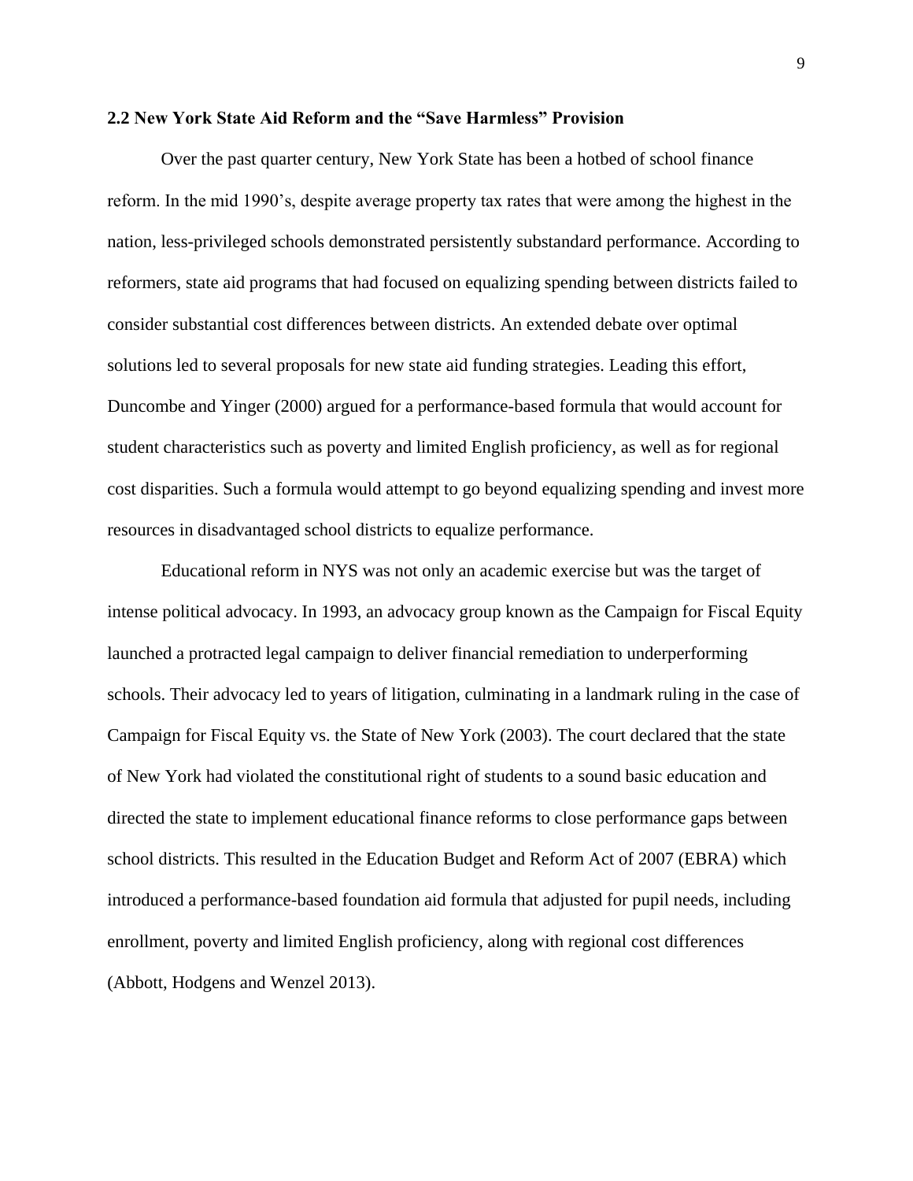### 2.2 New York State Aid Reform and the "Save Harmless" Provision

Over the past quarter century, New York State has been a hotbed of school finance reform. In the mid 1990's, despite average property tax rates that were among the highest in the nation, less-privileged schools demonstrated persistently substandard performance. According to reformers, state aid programs that had focused on equalizing spending between districts failed to consider substantial cost differences between districts. An extended debate over optimal solutions led to several proposals for new state aid funding strategies. Leading this effort, Duncombe and Yinger (2000) argued for a performance-based formula that would account for student characteristics such as poverty and limited English proficiency, as well as for regional cost disparities. Such a formula would attempt to go beyond equalizing spending and invest more resources in disadvantaged school districts to equalize performance.

Educational reform in NYS was not only an academic exercise but was the target of intense political advocacy. In 1993, an advocacy group known as the Campaign for Fiscal Equity launched a protracted legal campaign to deliver financial remediation to underperforming schools. Their advocacy led to years of litigation, culminating in a landmark ruling in the case of Campaign for Fiscal Equity vs. the State of New York (2003). The court declared that the state of New York had violated the constitutional right of students to a sound basic education and directed the state to implement educational finance reforms to close performance gaps between school districts. This resulted in the Education Budget and Reform Act of 2007 (EBRA) which introduced a performance-based foundation aid formula that adjusted for pupil needs, including enrollment, poverty and limited English proficiency, along with regional cost differences (Abbott, Hodgens and Wenzel 2013).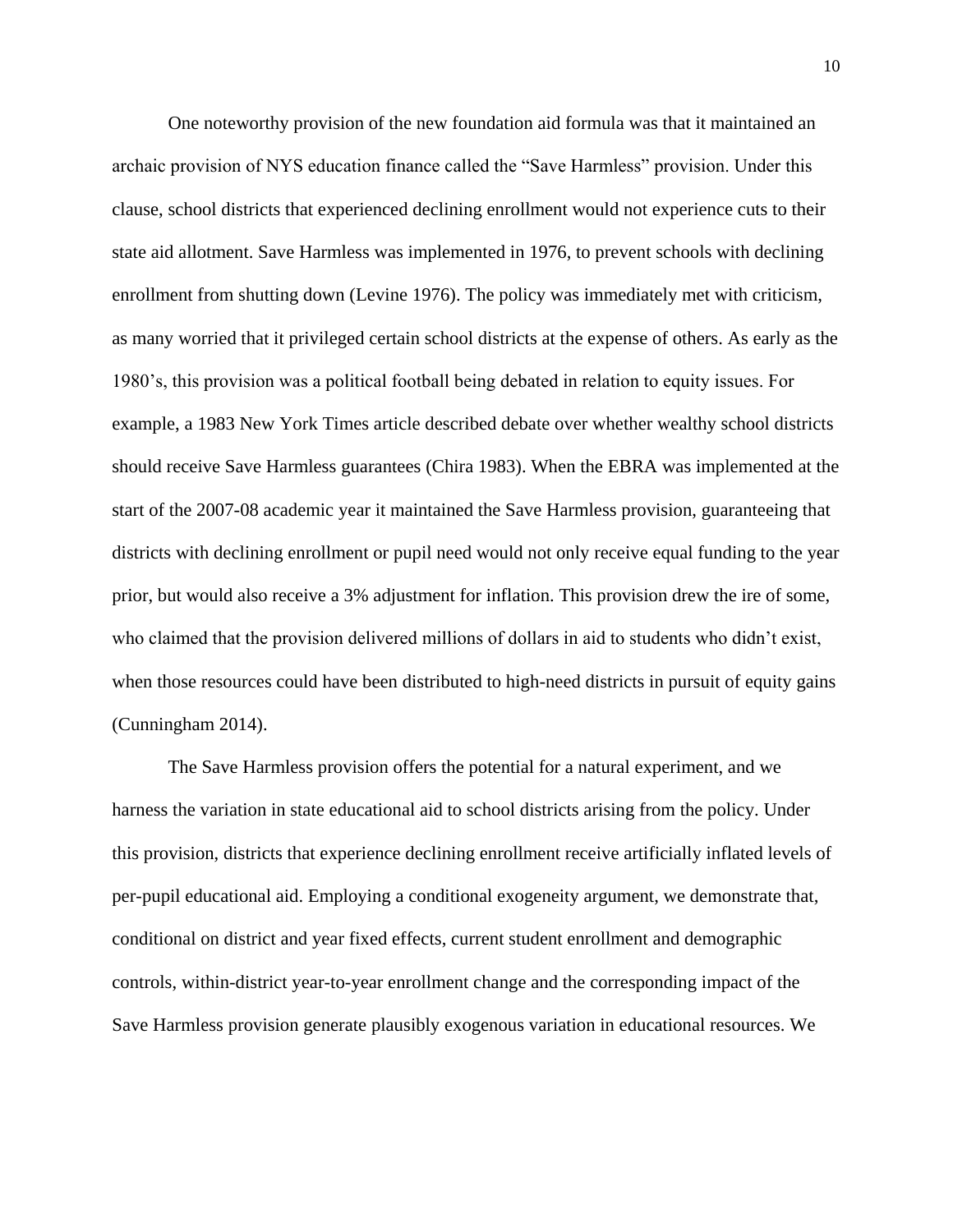One noteworthy provision of the new foundation aid formula was that it maintained an archaic provision of NYS education finance called the "Save Harmless" provision. Under this clause, school districts that experienced declining enrollment would not experience cuts to their state aid allotment. Save Harmless was implemented in 1976, to prevent schools with declining enrollment from shutting down (Levine 1976). The policy was immediately met with criticism, as many worried that it privileged certain school districts at the expense of others. As early as the 1980's, this provision was a political football being debated in relation to equity issues. For example, a 1983 New York Times article described debate over whether wealthy school districts should receive Save Harmless guarantees (Chira 1983). When the EBRA was implemented at the start of the 2007-08 academic year it maintained the Save Harmless provision, guaranteeing that districts with declining enrollment or pupil need would not only receive equal funding to the year prior, but would also receive a 3% adjustment for inflation. This provision drew the ire of some, who claimed that the provision delivered millions of dollars in aid to students who didn't exist, when those resources could have been distributed to high-need districts in pursuit of equity gains (Cunningham 2014).

The Save Harmless provision offers the potential for a natural experiment, and we harness the variation in state educational aid to school districts arising from the policy. Under this provision, districts that experience declining enrollment receive artificially inflated levels of per-pupil educational aid. Employing a conditional exogeneity argument, we demonstrate that, conditional on district and year fixed effects, current student enrollment and demographic controls, within-district year-to-year enrollment change and the corresponding impact of the Save Harmless provision generate plausibly exogenous variation in educational resources. We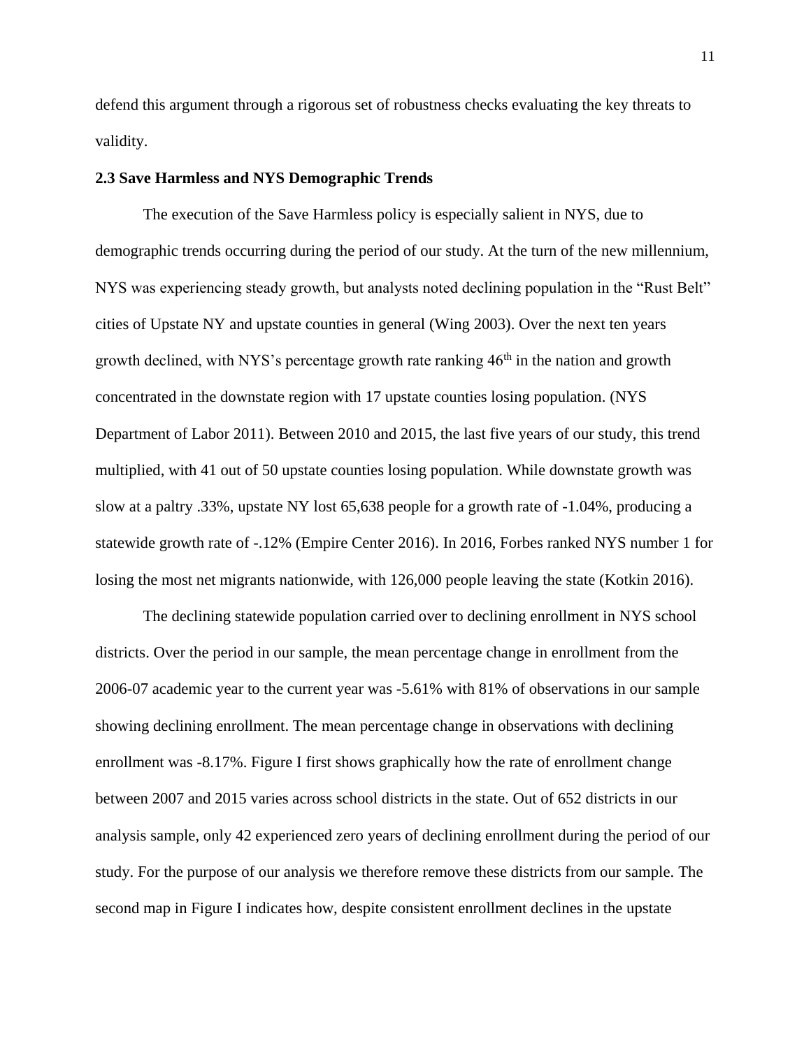defend this argument through a rigorous set of robustness checks evaluating the key threats to validity.

### 2.3 Save Harmless and NYS Demographic Trends

The execution of the Save Harmless policy is especially salient in NYS, due to demographic trends occurring during the period of our study. At the turn of the new millennium, NYS was experiencing steady growth, but analysts noted declining population in the "Rust Belt" cities of Upstate NY and upstate counties in general (Wing 2003). Over the next ten years growth declined, with NYS's percentage growth rate ranking 46th in the nation and growth concentrated in the downstate region with 17 upstate counties losing population. (NYS Department of Labor 2011). Between 2010 and 2015, the last five years of our study, this trend multiplied, with 41 out of 50 upstate counties losing population. While downstate growth was slow at a paltry .33%, upstate NY lost 65,638 people for a growth rate of -1.04%, producing a statewide growth rate of -.12% (Empire Center 2016). In 2016, Forbes ranked NYS number 1 for losing the most net migrants nationwide, with 126,000 people leaving the state (Kotkin 2016).

The declining statewide population carried over to declining enrollment in NYS school districts. Over the period in our sample, the mean percentage change in enrollment from the 2006-07 academic year to the current year was -5.61% with 81% of observations in our sample showing declining enrollment. The mean percentage change in observations with declining enrollment was -8.17%. Figure I first shows graphically how the rate of enrollment change between 2007 and 2015 varies across school districts in the state. Out of 652 districts in our analysis sample, only 42 experienced zero years of declining enrollment during the period of our study. For the purpose of our analysis we therefore remove these districts from our sample. The second map in Figure I indicates how, despite consistent enrollment declines in the upstate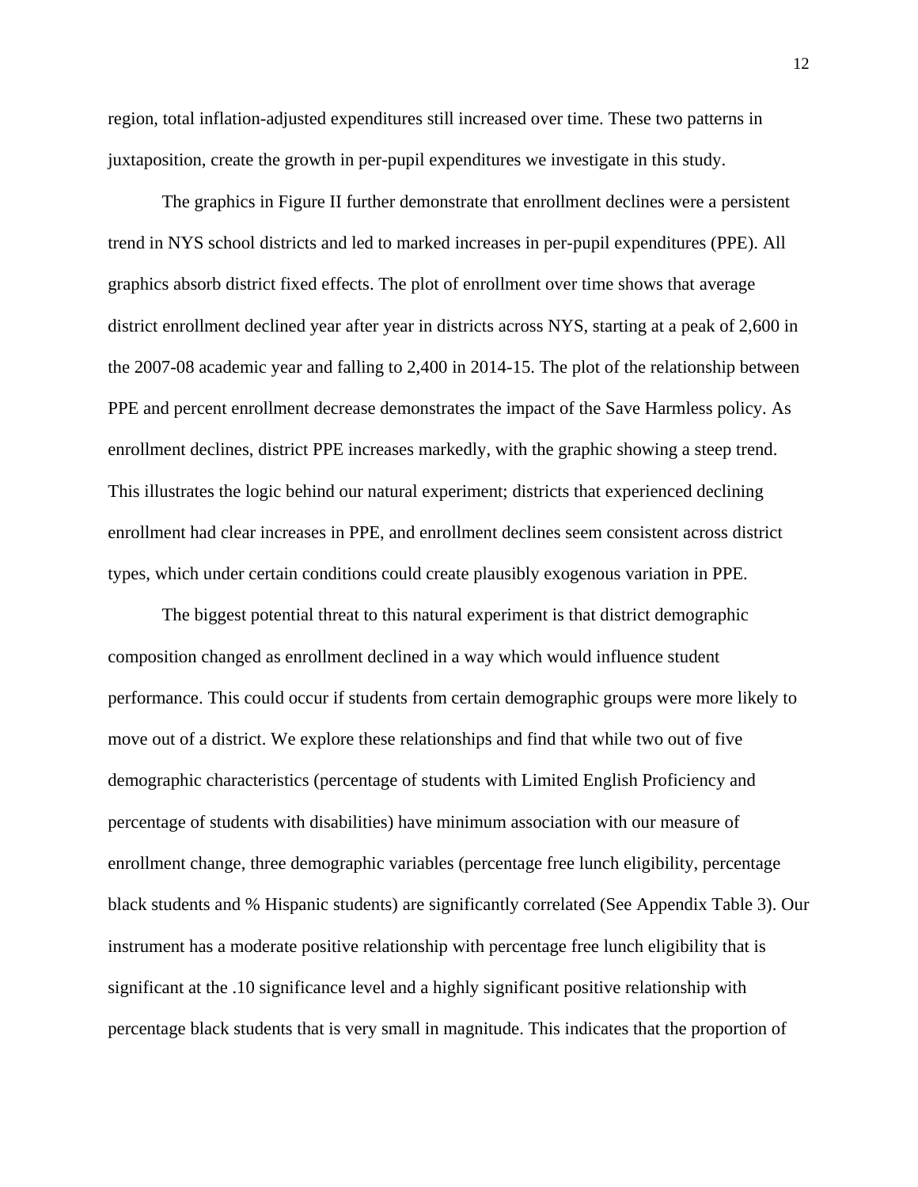region, total inflation-adjusted expenditures still increased over time. These two patterns in juxtaposition, create the growth in per-pupil expenditures we investigate in this study.

The graphics in Figure II further demonstrate that enrollment declines were a persistent trend in NYS school districts and led to marked increases in per-pupil expenditures (PPE). All graphics absorb district fixed effects. The plot of enrollment over time shows that average district enrollment declined year after year in districts across NYS, starting at a peak of 2,600 in the 2007-08 academic year and falling to 2,400 in 2014-15. The plot of the relationship between PPE and percent enrollment decrease demonstrates the impact of the Save Harmless policy. As enrollment declines, district PPE increases markedly, with the graphic showing a steep trend. This illustrates the logic behind our natural experiment; districts that experienced declining enrollment had clear increases in PPE, and enrollment declines seem consistent across district types, which under certain conditions could create plausibly exogenous variation in PPE.

The biggest potential threat to this natural experiment is that district demographic composition changed as enrollment declined in a way which would influence student performance. This could occur if students from certain demographic groups were more likely to move out of a district. We explore these relationships and find that while two out of five demographic characteristics (percentage of students with Limited English Proficiency and percentage of students with disabilities) have minimum association with our measure of enrollment change, three demographic variables (percentage free lunch eligibility, percentage black students and % Hispanic students) are significantly correlated (See Appendix Table 3). Our instrument has a moderate positive relationship with percentage free lunch eligibility that is significant at the .10 significance level and a highly significant positive relationship with percentage black students that is very small in magnitude. This indicates that the proportion of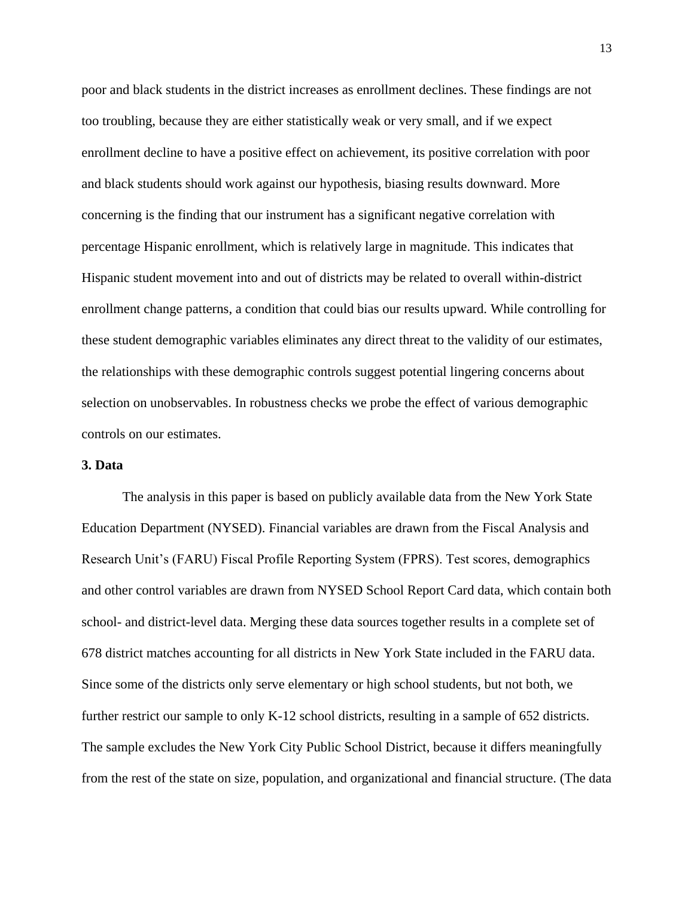poor and black students in the district increases as enrollment declines. These findings are not too troubling, because they are either statistically weak or very small, and if we expect enrollment decline to have a positive effect on achievement, its positive correlation with poor and black students should work against our hypothesis, biasing results downward. More concerning is the finding that our instrument has a significant negative correlation with percentage Hispanic enrollment, which is relatively large in magnitude. This indicates that Hispanic student movement into and out of districts may be related to overall within-district enrollment change patterns, a condition that could bias our results upward. While controlling for these student demographic variables eliminates any direct threat to the validity of our estimates, the relationships with these demographic controls suggest potential lingering concerns about selection on unobservables. In robustness checks we probe the effect of various demographic controls on our estimates.

**3. Data**

The analysis in this paper is based on publicly available data from the New York State Education Department (NYSED). Financial variables are drawn from the Fiscal Analysis and Research Unit's (FARU) Fiscal Profile Reporting System (FPRS). Test scores, demographics and other control variables are drawn from NYSED School Report Card data, which contain both school- and district-level data. Merging these data sources together results in a complete set of 678 district matches accounting for all districts in New York State included in the FARU data. Since some of the districts only serve elementary or high school students, but not both, we further restrict our sample to only K-12 school districts, resulting in a sample of 652 districts. The sample excludes the New York City Public School District, because it differs meaningfully from the rest of the state on size, population, and organizational and financial structure. (The data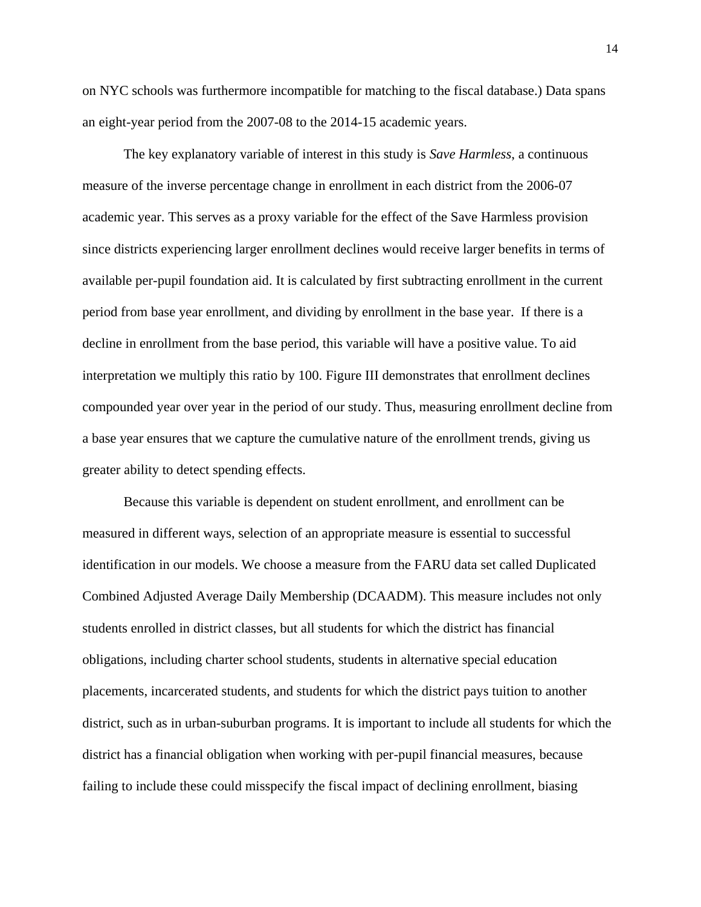on NYC schools was furthermore incompatible for matching to the fiscal database.) Data spans an eight-year period from the 2007-08 to the 2014-15 academic years.

The key explanatory variable of interest in this study is *Save Harmless*, a continuous measure of the inverse percentage change in enrollment in each district from the 2006-07 academic year. This serves as a proxy variable for the effect of the Save Harmless provision since districts experiencing larger enrollment declines would receive larger benefits in terms of available per-pupil foundation aid. It is calculated by first subtracting enrollment in the current period from base year enrollment, and dividing by enrollment in the base year. If there is a decline in enrollment from the base period, this variable will have a positive value. To aid interpretation we multiply this ratio by 100. Figure III demonstrates that enrollment declines compounded year over year in the period of our study. Thus, measuring enrollment decline from a base year ensures that we capture the cumulative nature of the enrollment trends, giving us greater ability to detect spending effects.

Because this variable is dependent on student enrollment, and enrollment can be measured in different ways, selection of an appropriate measure is essential to successful identification in our models. We choose a measure from the FARU data set called Duplicated Combined Adjusted Average Daily Membership (DCAADM). This measure includes not only students enrolled in district classes, but all students for which the district has financial obligations, including charter school students, students in alternative special education placements, incarcerated students, and students for which the district pays tuition to another district, such as in urban-suburban programs. It is important to include all students for which the district has a financial obligation when working with per-pupil financial measures, because failing to include these could misspecify the fiscal impact of declining enrollment, biasing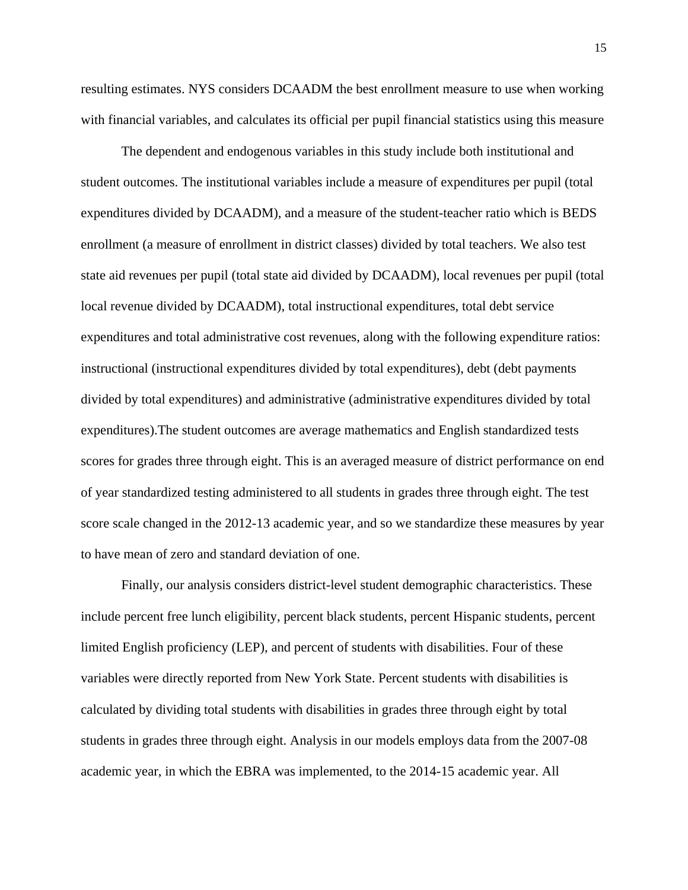resulting estimates. NYS considers DCAADM the best enrollment measure to use when working with financial variables, and calculates its official per pupil financial statistics using this measure

The dependent and endogenous variables in this study include both institutional and student outcomes. The institutional variables include a measure of expenditures per pupil (total expenditures divided by DCAADM), and a measure of the student-teacher ratio which is BEDS enrollment (a measure of enrollment in district classes) divided by total teachers. We also test state aid revenues per pupil (total state aid divided by DCAADM), local revenues per pupil (total local revenue divided by DCAADM), total instructional expenditures, total debt service expenditures and total administrative cost revenues, along with the following expenditure ratios: instructional (instructional expenditures divided by total expenditures), debt (debt payments divided by total expenditures) and administrative (administrative expenditures divided by total expenditures).The student outcomes are average mathematics and English standardized tests scores for grades three through eight. This is an averaged measure of district performance on end of year standardized testing administered to all students in grades three through eight. The test score scale changed in the 2012-13 academic year, and so we standardize these measures by year to have mean of zero and standard deviation of one.

Finally, our analysis considers district-level student demographic characteristics. These include percent free lunch eligibility, percent black students, percent Hispanic students, percent limited English proficiency (LEP), and percent of students with disabilities. Four of these variables were directly reported from New York State. Percent students with disabilities is calculated by dividing total students with disabilities in grades three through eight by total students in grades three through eight. Analysis in our models employs data from the 2007-08 academic year, in which the EBRA was implemented, to the 2014-15 academic year. All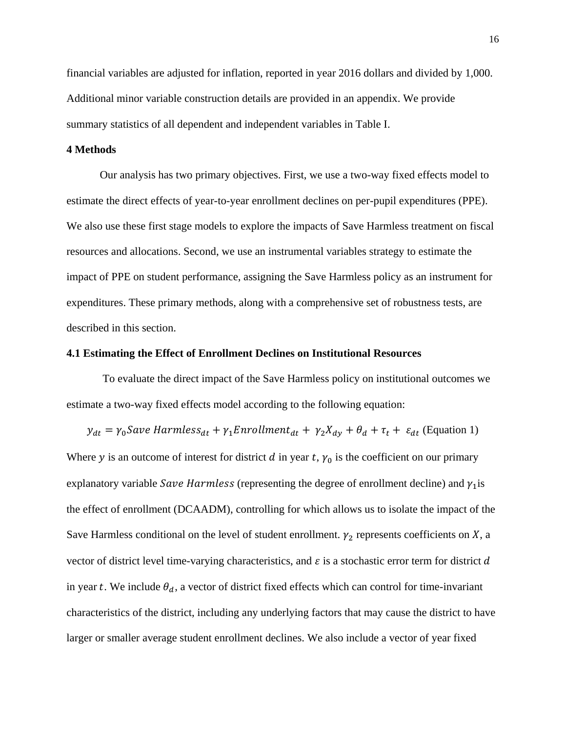financial variables are adjusted for inflation, reported in year 2016 dollars and divided by 1,000. Additional minor variable construction details are provided in an appendix. We provide summary statistics of all dependent and independent variables in Table I.

## 4 Methods

Our analysis has two primary objectives. First, we use a two-way fixed effects model to estimate the direct effects of year-to-year enrollment declines on per-pupil expenditures (PPE). We also use these first stage models to explore the impacts of Save Harmless treatment on fiscal resources and allocations. Second, we use an instrumental variables strategy to estimate the impact of PPE on student performance, assigning the Save Harmless policy as an instrument for expenditures. These primary methods, along with a comprehensive set of robustness tests, are described in this section.

### 4.1 Estimating the Effect of Enrollment Declines on Institutional Resources

To evaluate the direct impact of the Save Harmless policy on institutional outcomes we estimate a two-way fixed effects model according to the following equation:

$$y_{dt} = \gamma_0 Save\ Harmless_{dt} + \gamma_1 Enrollment_{dt} + \gamma_2 X_{dy} + \theta_d + \tau_t + \varepsilon_{dt} \text{ (Equation 1)}$$

Where $y$ is an outcome of interest for district $d$ in year $t$, $\gamma_0$ is the coefficient on our primary explanatory variable $Save\ Harmless$ (representing the degree of enrollment decline) and $\gamma_1$ is the effect of enrollment (DCAADM), controlling for which allows us to isolate the impact of the Save Harmless conditional on the level of student enrollment. $\gamma_2$ represents coefficients on $X$, a vector of district level time-varying characteristics, and $\varepsilon$ is a stochastic error term for district $d$ in year $t$. We include $\theta_d$, a vector of district fixed effects which can control for time-invariant characteristics of the district, including any underlying factors that may cause the district to have larger or smaller average student enrollment declines. We also include a vector of year fixed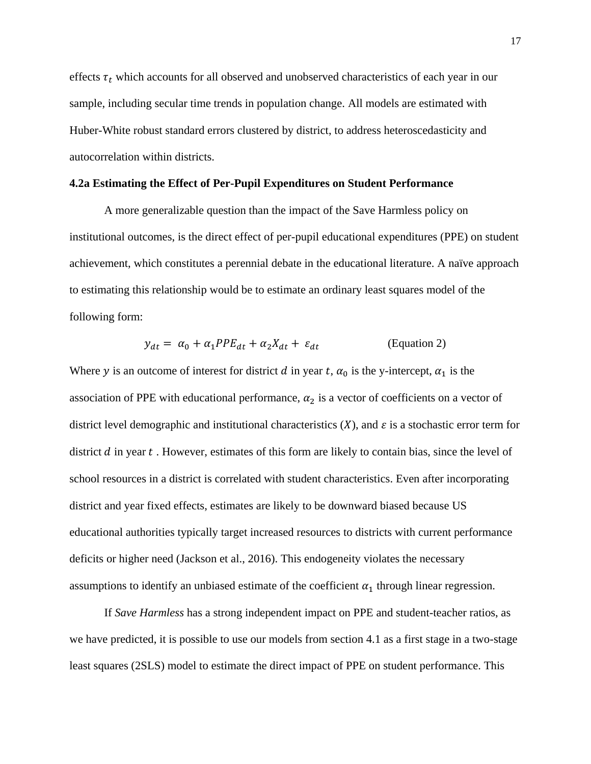effects $\tau_t$ which accounts for all observed and unobserved characteristics of each year in our sample, including secular time trends in population change. All models are estimated with Huber-White robust standard errors clustered by district, to address heteroscedasticity and autocorrelation within districts.

### 4.2a Estimating the Effect of Per-Pupil Expenditures on Student Performance

A more generalizable question than the impact of the Save Harmless policy on institutional outcomes, is the direct effect of per-pupil educational expenditures (PPE) on student achievement, which constitutes a perennial debate in the educational literature. A naïve approach to estimating this relationship would be to estimate an ordinary least squares model of the following form:

$$y_{dt} = \alpha_0 + \alpha_1 PPE_{dt} + \alpha_2 X_{dt} + \varepsilon_{dt} \qquad \text{(Equation 2)}$$

Where $y$ is an outcome of interest for district $d$ in year $t$, $\alpha_0$ is the y-intercept, $\alpha_1$ is the association of PPE with educational performance, $\alpha_2$ is a vector of coefficients on a vector of district level demographic and institutional characteristics ($X$), and $\varepsilon$ is a stochastic error term for district $d$ in year $t$ . However, estimates of this form are likely to contain bias, since the level of school resources in a district is correlated with student characteristics. Even after incorporating district and year fixed effects, estimates are likely to be downward biased because US educational authorities typically target increased resources to districts with current performance deficits or higher need (Jackson et al., 2016). This endogeneity violates the necessary assumptions to identify an unbiased estimate of the coefficient $\alpha_1$ through linear regression.

If *Save Harmless* has a strong independent impact on PPE and student-teacher ratios, as we have predicted, it is possible to use our models from section 4.1 as a first stage in a two-stage least squares (2SLS) model to estimate the direct impact of PPE on student performance. This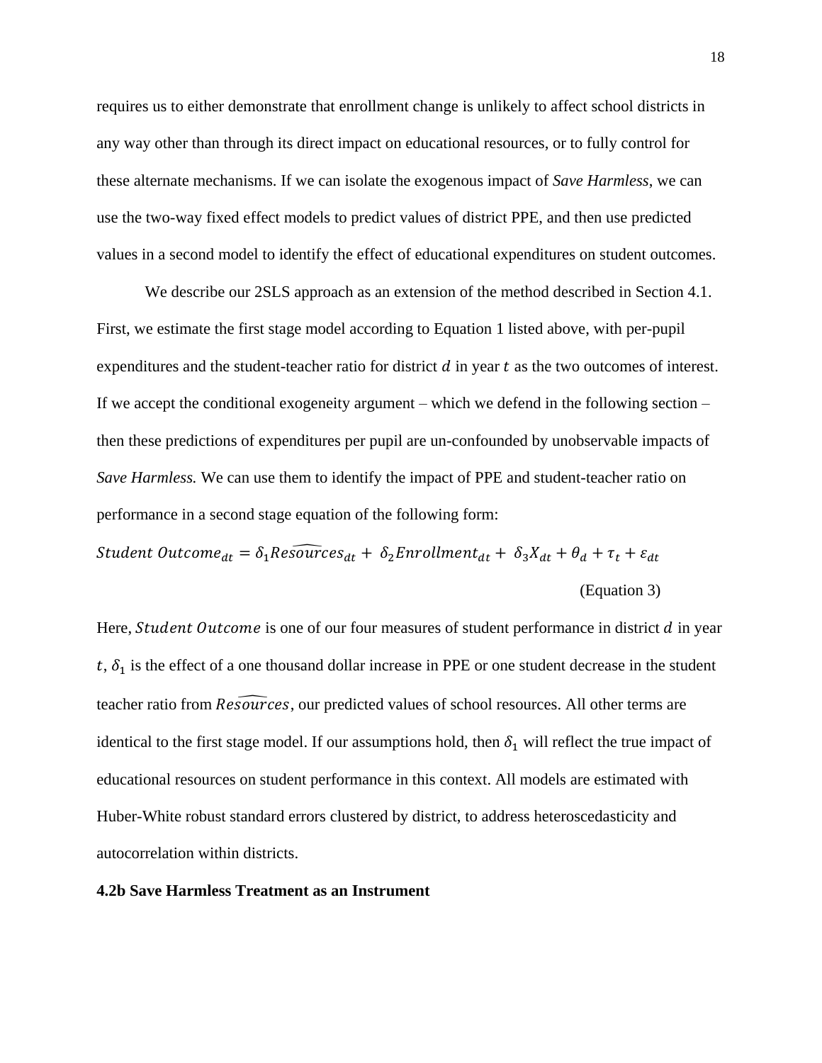requires us to either demonstrate that enrollment change is unlikely to affect school districts in any way other than through its direct impact on educational resources, or to fully control for these alternate mechanisms. If we can isolate the exogenous impact of *Save Harmless*, we can use the two-way fixed effect models to predict values of district PPE, and then use predicted values in a second model to identify the effect of educational expenditures on student outcomes.

We describe our 2SLS approach as an extension of the method described in Section 4.1. First, we estimate the first stage model according to Equation 1 listed above, with per-pupil expenditures and the student-teacher ratio for district $d$ in year $t$ as the two outcomes of interest. If we accept the conditional exogeneity argument – which we defend in the following section – then these predictions of expenditures per pupil are un-confounded by unobservable impacts of *Save Harmless.* We can use them to identify the impact of PPE and student-teacher ratio on performance in a second stage equation of the following form:

$$Student\ Outcome_{dt} = \delta_1 \widehat{Resources}_{dt} + \delta_2 Enrollment_{dt} + \delta_3 X_{dt} + \theta_d + \tau_t + \varepsilon_{dt}$$

(Equation 3)

Here, $Student\ Outcome$ is one of our four measures of student performance in district $d$ in year $t$, $\delta_1$ is the effect of a one thousand dollar increase in PPE or one student decrease in the student teacher ratio from $\widehat{Resources}$, our predicted values of school resources. All other terms are identical to the first stage model. If our assumptions hold, then $\delta_1$ will reflect the true impact of educational resources on student performance in this context. All models are estimated with Huber-White robust standard errors clustered by district, to address heteroscedasticity and autocorrelation within districts.

**4.2b Save Harmless Treatment as an Instrument**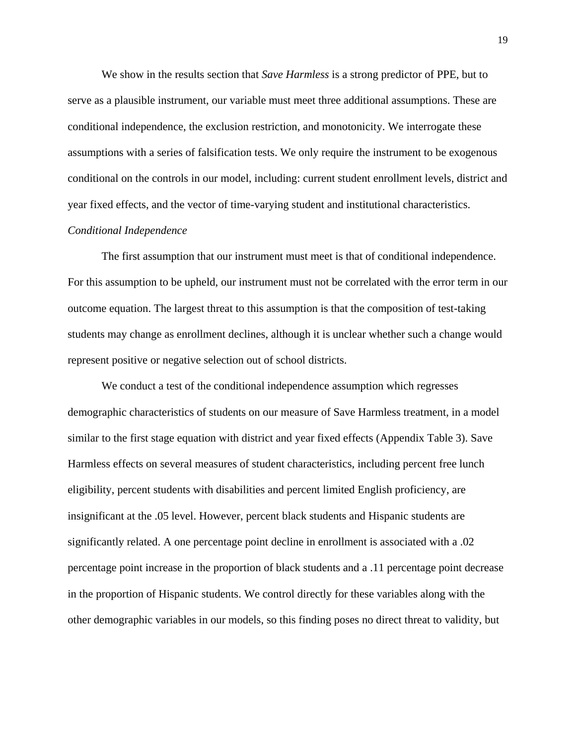We show in the results section that *Save Harmless* is a strong predictor of PPE, but to serve as a plausible instrument, our variable must meet three additional assumptions. These are conditional independence, the exclusion restriction, and monotonicity. We interrogate these assumptions with a series of falsification tests. We only require the instrument to be exogenous conditional on the controls in our model, including: current student enrollment levels, district and year fixed effects, and the vector of time-varying student and institutional characteristics.

*Conditional Independence*

The first assumption that our instrument must meet is that of conditional independence. For this assumption to be upheld, our instrument must not be correlated with the error term in our outcome equation. The largest threat to this assumption is that the composition of test-taking students may change as enrollment declines, although it is unclear whether such a change would represent positive or negative selection out of school districts.

We conduct a test of the conditional independence assumption which regresses demographic characteristics of students on our measure of Save Harmless treatment, in a model similar to the first stage equation with district and year fixed effects (Appendix Table 3). Save Harmless effects on several measures of student characteristics, including percent free lunch eligibility, percent students with disabilities and percent limited English proficiency, are insignificant at the .05 level. However, percent black students and Hispanic students are significantly related. A one percentage point decline in enrollment is associated with a .02 percentage point increase in the proportion of black students and a .11 percentage point decrease in the proportion of Hispanic students. We control directly for these variables along with the other demographic variables in our models, so this finding poses no direct threat to validity, but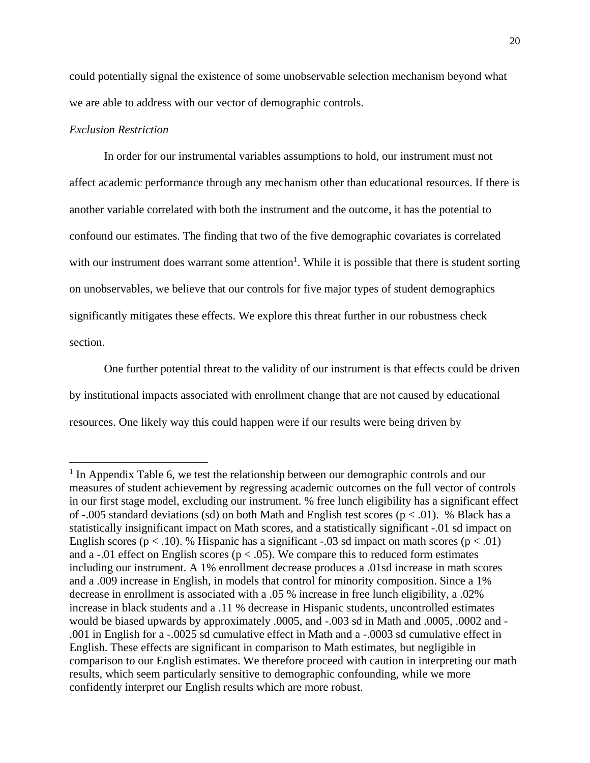could potentially signal the existence of some unobservable selection mechanism beyond what we are able to address with our vector of demographic controls.

*Exclusion Restriction*

In order for our instrumental variables assumptions to hold, our instrument must not affect academic performance through any mechanism other than educational resources. If there is another variable correlated with both the instrument and the outcome, it has the potential to confound our estimates. The finding that two of the five demographic covariates is correlated with our instrument does warrant some attention[1]. While it is possible that there is student sorting on unobservables, we believe that our controls for five major types of student demographics significantly mitigates these effects. We explore this threat further in our robustness check section.

One further potential threat to the validity of our instrument is that effects could be driven by institutional impacts associated with enrollment change that are not caused by educational resources. One likely way this could happen were if our results were being driven by

---

[1] In Appendix Table 6, we test the relationship between our demographic controls and our measures of student achievement by regressing academic outcomes on the full vector of controls in our first stage model, excluding our instrument. % free lunch eligibility has a significant effect of -.005 standard deviations (sd) on both Math and English test scores ($p < .01$). % Black has a statistically insignificant impact on Math scores, and a statistically significant -.01 sd impact on English scores ($p < .10$). % Hispanic has a significant -.03 sd impact on math scores ($p < .01$) and a -.01 effect on English scores ($p < .05$). We compare this to reduced form estimates including our instrument. A 1% enrollment decrease produces a .01sd increase in math scores and a .009 increase in English, in models that control for minority composition. Since a 1% decrease in enrollment is associated with a .05 % increase in free lunch eligibility, a .02% increase in black students and a .11 % decrease in Hispanic students, uncontrolled estimates would be biased upwards by approximately .0005, and -.003 sd in Math and .0005, .0002 and -.001 in English for a -.0025 sd cumulative effect in Math and a -.0003 sd cumulative effect in English. These effects are significant in comparison to Math estimates, but negligible in comparison to our English estimates. We therefore proceed with caution in interpreting our math results, which seem particularly sensitive to demographic confounding, while we more confidently interpret our English results which are more robust.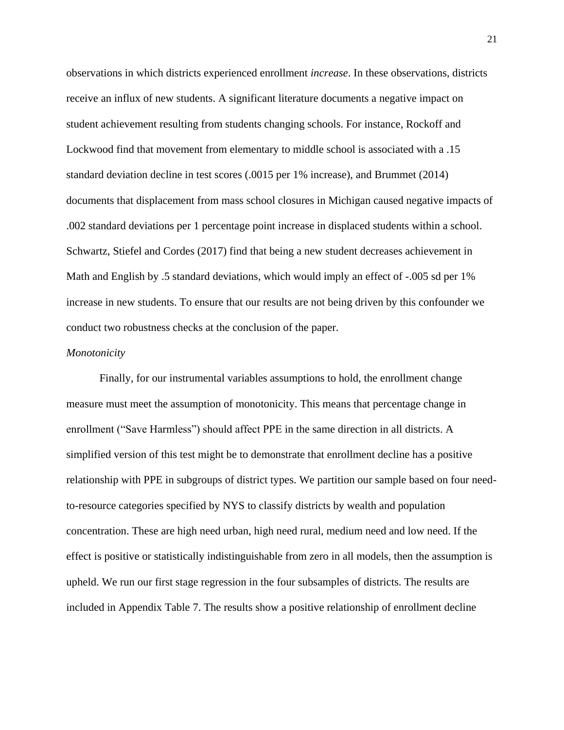observations in which districts experienced enrollment *increase*. In these observations, districts receive an influx of new students. A significant literature documents a negative impact on student achievement resulting from students changing schools. For instance, Rockoff and Lockwood find that movement from elementary to middle school is associated with a .15 standard deviation decline in test scores (.0015 per 1% increase), and Brummet (2014) documents that displacement from mass school closures in Michigan caused negative impacts of .002 standard deviations per 1 percentage point increase in displaced students within a school. Schwartz, Stiefel and Cordes (2017) find that being a new student decreases achievement in Math and English by .5 standard deviations, which would imply an effect of -.005 sd per 1% increase in new students. To ensure that our results are not being driven by this confounder we conduct two robustness checks at the conclusion of the paper.

*Monotonicity*

Finally, for our instrumental variables assumptions to hold, the enrollment change measure must meet the assumption of monotonicity. This means that percentage change in enrollment ("Save Harmless") should affect PPE in the same direction in all districts. A simplified version of this test might be to demonstrate that enrollment decline has a positive relationship with PPE in subgroups of district types. We partition our sample based on four need-to-resource categories specified by NYS to classify districts by wealth and population concentration. These are high need urban, high need rural, medium need and low need. If the effect is positive or statistically indistinguishable from zero in all models, then the assumption is upheld. We run our first stage regression in the four subsamples of districts. The results are included in Appendix Table 7. The results show a positive relationship of enrollment decline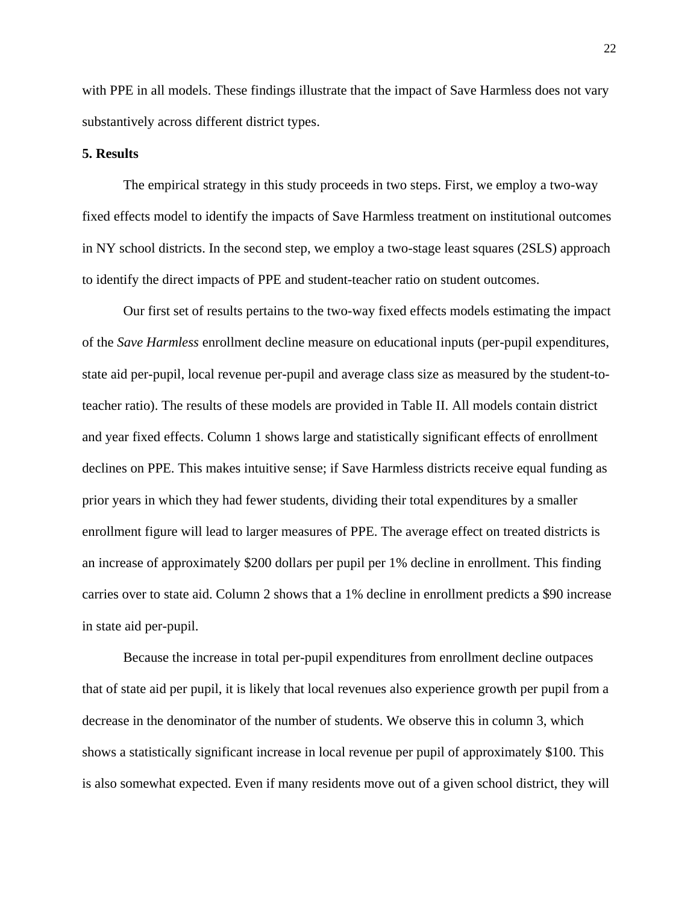with PPE in all models. These findings illustrate that the impact of Save Harmless does not vary substantively across different district types.

## 5. Results

The empirical strategy in this study proceeds in two steps. First, we employ a two-way fixed effects model to identify the impacts of Save Harmless treatment on institutional outcomes in NY school districts. In the second step, we employ a two-stage least squares (2SLS) approach to identify the direct impacts of PPE and student-teacher ratio on student outcomes.

Our first set of results pertains to the two-way fixed effects models estimating the impact of the *Save Harmless* enrollment decline measure on educational inputs (per-pupil expenditures, state aid per-pupil, local revenue per-pupil and average class size as measured by the student-to-teacher ratio). The results of these models are provided in Table II. All models contain district and year fixed effects. Column 1 shows large and statistically significant effects of enrollment declines on PPE. This makes intuitive sense; if Save Harmless districts receive equal funding as prior years in which they had fewer students, dividing their total expenditures by a smaller enrollment figure will lead to larger measures of PPE. The average effect on treated districts is an increase of approximately $200 dollars per pupil per 1% decline in enrollment. This finding carries over to state aid. Column 2 shows that a 1% decline in enrollment predicts a $90 increase in state aid per-pupil.

Because the increase in total per-pupil expenditures from enrollment decline outpaces that of state aid per pupil, it is likely that local revenues also experience growth per pupil from a decrease in the denominator of the number of students. We observe this in column 3, which shows a statistically significant increase in local revenue per pupil of approximately $100. This is also somewhat expected. Even if many residents move out of a given school district, they will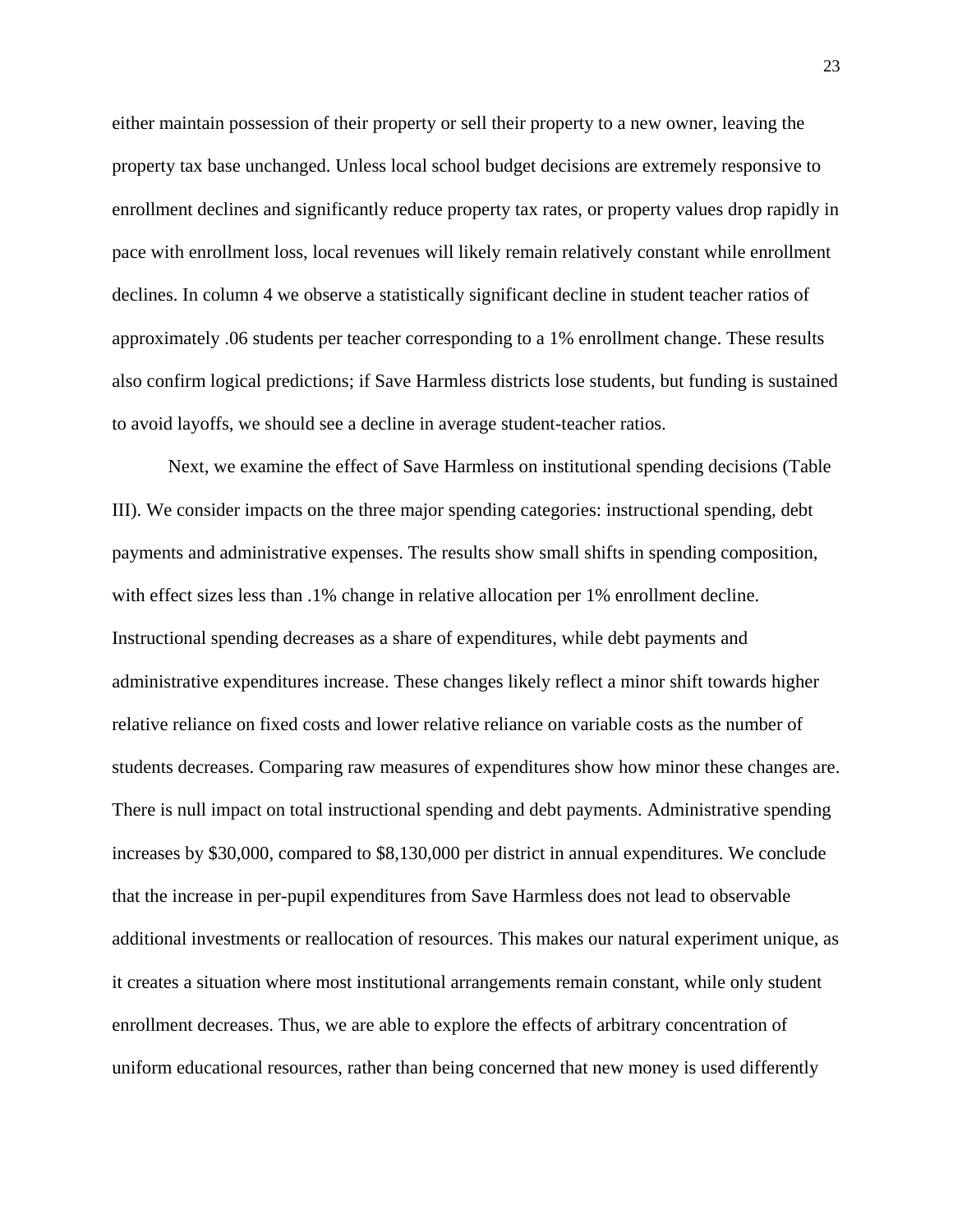either maintain possession of their property or sell their property to a new owner, leaving the property tax base unchanged. Unless local school budget decisions are extremely responsive to enrollment declines and significantly reduce property tax rates, or property values drop rapidly in pace with enrollment loss, local revenues will likely remain relatively constant while enrollment declines. In column 4 we observe a statistically significant decline in student teacher ratios of approximately .06 students per teacher corresponding to a 1% enrollment change. These results also confirm logical predictions; if Save Harmless districts lose students, but funding is sustained to avoid layoffs, we should see a decline in average student-teacher ratios.

Next, we examine the effect of Save Harmless on institutional spending decisions (Table III). We consider impacts on the three major spending categories: instructional spending, debt payments and administrative expenses. The results show small shifts in spending composition, with effect sizes less than .1% change in relative allocation per 1% enrollment decline. Instructional spending decreases as a share of expenditures, while debt payments and administrative expenditures increase. These changes likely reflect a minor shift towards higher relative reliance on fixed costs and lower relative reliance on variable costs as the number of students decreases. Comparing raw measures of expenditures show how minor these changes are. There is null impact on total instructional spending and debt payments. Administrative spending increases by $30,000, compared to $8,130,000 per district in annual expenditures. We conclude that the increase in per-pupil expenditures from Save Harmless does not lead to observable additional investments or reallocation of resources. This makes our natural experiment unique, as it creates a situation where most institutional arrangements remain constant, while only student enrollment decreases. Thus, we are able to explore the effects of arbitrary concentration of uniform educational resources, rather than being concerned that new money is used differently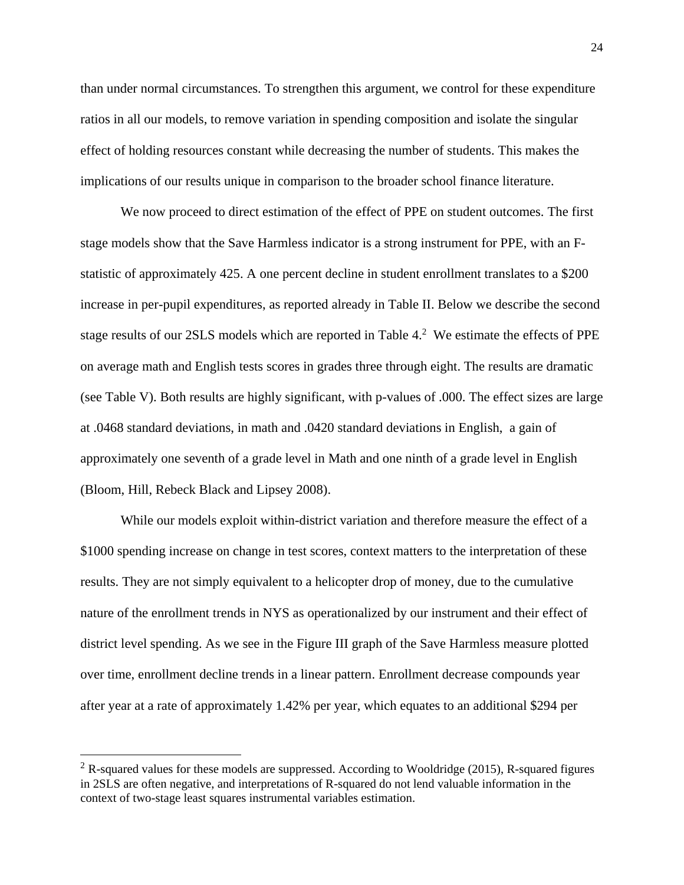than under normal circumstances. To strengthen this argument, we control for these expenditure ratios in all our models, to remove variation in spending composition and isolate the singular effect of holding resources constant while decreasing the number of students. This makes the implications of our results unique in comparison to the broader school finance literature.

We now proceed to direct estimation of the effect of PPE on student outcomes. The first stage models show that the Save Harmless indicator is a strong instrument for PPE, with an F-statistic of approximately 425. A one percent decline in student enrollment translates to a $200 increase in per-pupil expenditures, as reported already in Table II. Below we describe the second stage results of our 2SLS models which are reported in Table 4.[2] We estimate the effects of PPE on average math and English tests scores in grades three through eight. The results are dramatic (see Table V). Both results are highly significant, with p-values of .000. The effect sizes are large at .0468 standard deviations, in math and .0420 standard deviations in English, a gain of approximately one seventh of a grade level in Math and one ninth of a grade level in English (Bloom, Hill, Rebeck Black and Lipsey 2008).

While our models exploit within-district variation and therefore measure the effect of a $1000 spending increase on change in test scores, context matters to the interpretation of these results. They are not simply equivalent to a helicopter drop of money, due to the cumulative nature of the enrollment trends in NYS as operationalized by our instrument and their effect of district level spending. As we see in the Figure III graph of the Save Harmless measure plotted over time, enrollment decline trends in a linear pattern. Enrollment decrease compounds year after year at a rate of approximately 1.42% per year, which equates to an additional $294 per

---

[2] R-squared values for these models are suppressed. According to Wooldridge (2015), R-squared figures in 2SLS are often negative, and interpretations of R-squared do not lend valuable information in the context of two-stage least squares instrumental variables estimation.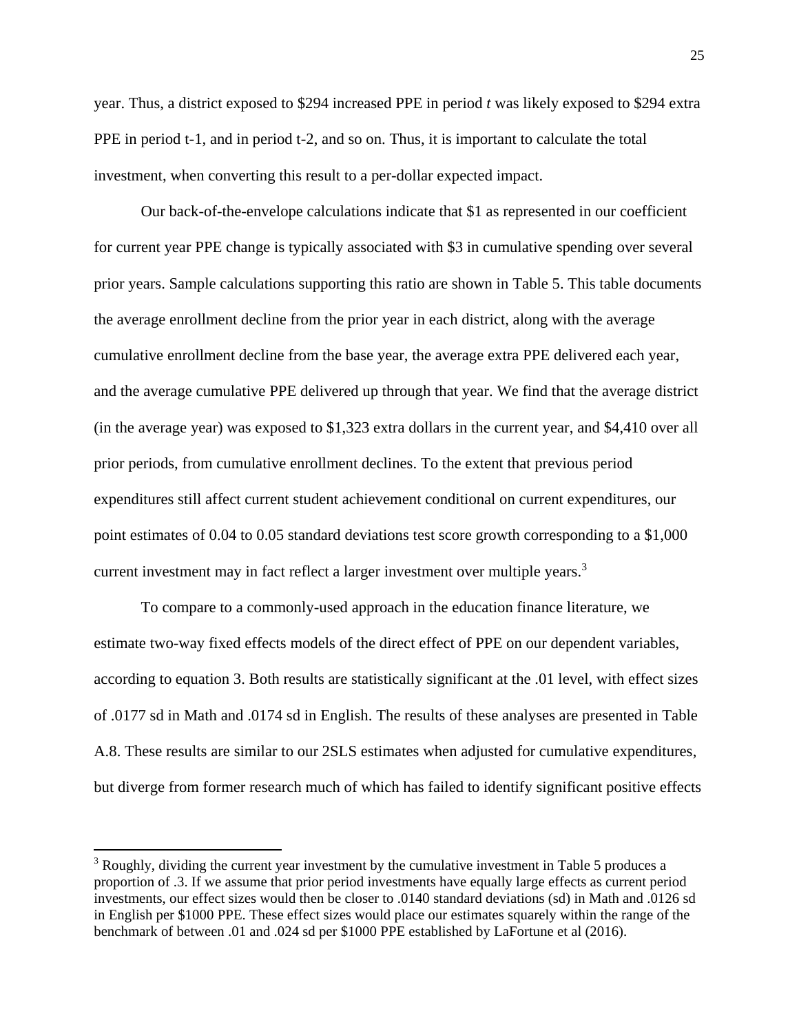year. Thus, a district exposed to $294 increased PPE in period *t* was likely exposed to $294 extra PPE in period t-1, and in period t-2, and so on. Thus, it is important to calculate the total investment, when converting this result to a per-dollar expected impact.

Our back-of-the-envelope calculations indicate that $1 as represented in our coefficient for current year PPE change is typically associated with $3 in cumulative spending over several prior years. Sample calculations supporting this ratio are shown in Table 5. This table documents the average enrollment decline from the prior year in each district, along with the average cumulative enrollment decline from the base year, the average extra PPE delivered each year, and the average cumulative PPE delivered up through that year. We find that the average district (in the average year) was exposed to $1,323 extra dollars in the current year, and $4,410 over all prior periods, from cumulative enrollment declines. To the extent that previous period expenditures still affect current student achievement conditional on current expenditures, our point estimates of 0.04 to 0.05 standard deviations test score growth corresponding to a $1,000 current investment may in fact reflect a larger investment over multiple years.[3]

To compare to a commonly-used approach in the education finance literature, we estimate two-way fixed effects models of the direct effect of PPE on our dependent variables, according to equation 3. Both results are statistically significant at the .01 level, with effect sizes of .0177 sd in Math and .0174 sd in English. The results of these analyses are presented in Table A.8. These results are similar to our 2SLS estimates when adjusted for cumulative expenditures, but diverge from former research much of which has failed to identify significant positive effects

[3] Roughly, dividing the current year investment by the cumulative investment in Table 5 produces a proportion of .3. If we assume that prior period investments have equally large effects as current period investments, our effect sizes would then be closer to .0140 standard deviations (sd) in Math and .0126 sd in English per $1000 PPE. These effect sizes would place our estimates squarely within the range of the benchmark of between .01 and .024 sd per $1000 PPE established by LaFortune et al (2016).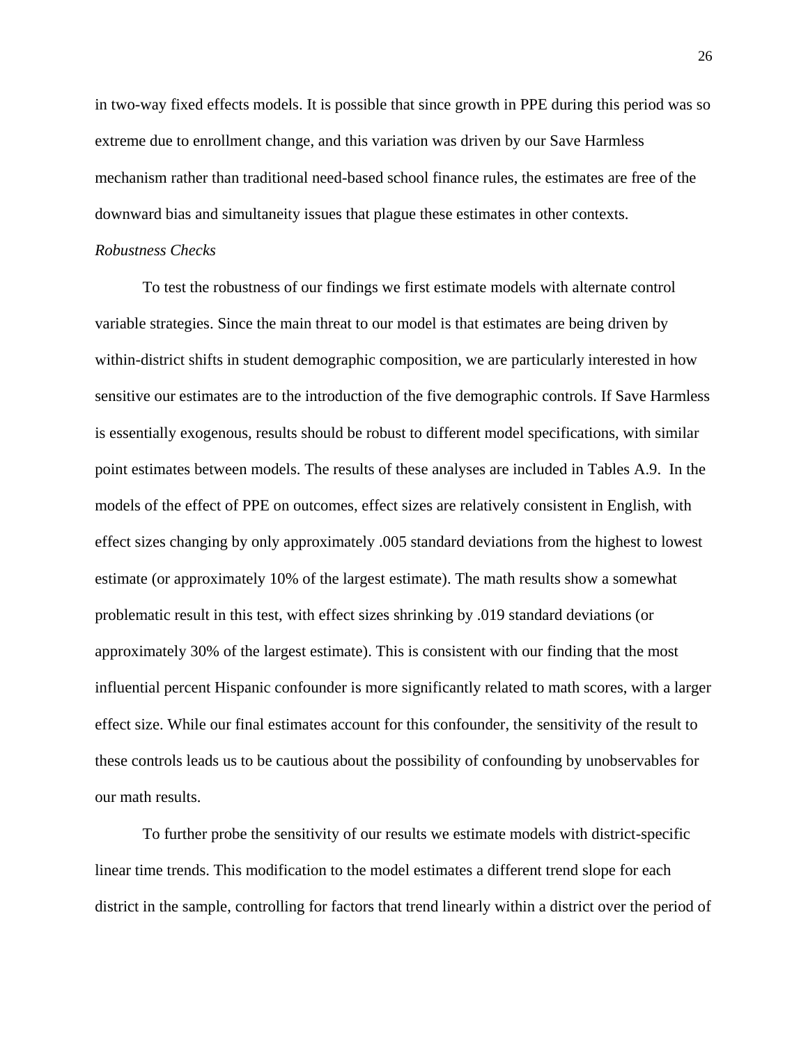in two-way fixed effects models. It is possible that since growth in PPE during this period was so extreme due to enrollment change, and this variation was driven by our Save Harmless mechanism rather than traditional need-based school finance rules, the estimates are free of the downward bias and simultaneity issues that plague these estimates in other contexts.

*Robustness Checks*

To test the robustness of our findings we first estimate models with alternate control variable strategies. Since the main threat to our model is that estimates are being driven by within-district shifts in student demographic composition, we are particularly interested in how sensitive our estimates are to the introduction of the five demographic controls. If Save Harmless is essentially exogenous, results should be robust to different model specifications, with similar point estimates between models. The results of these analyses are included in Tables A.9. In the models of the effect of PPE on outcomes, effect sizes are relatively consistent in English, with effect sizes changing by only approximately .005 standard deviations from the highest to lowest estimate (or approximately 10% of the largest estimate). The math results show a somewhat problematic result in this test, with effect sizes shrinking by .019 standard deviations (or approximately 30% of the largest estimate). This is consistent with our finding that the most influential percent Hispanic confounder is more significantly related to math scores, with a larger effect size. While our final estimates account for this confounder, the sensitivity of the result to these controls leads us to be cautious about the possibility of confounding by unobservables for our math results.

To further probe the sensitivity of our results we estimate models with district-specific linear time trends. This modification to the model estimates a different trend slope for each district in the sample, controlling for factors that trend linearly within a district over the period of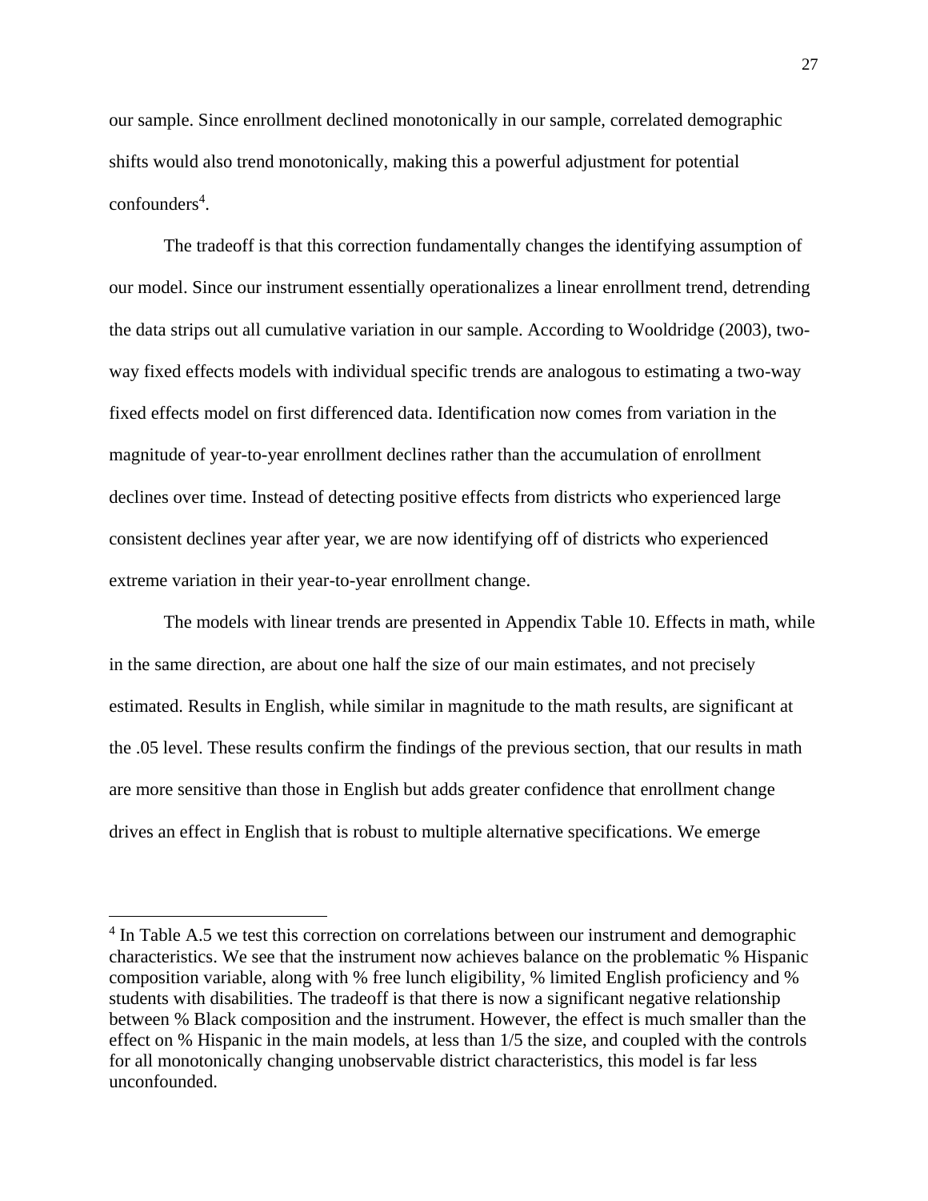our sample. Since enrollment declined monotonically in our sample, correlated demographic shifts would also trend monotonically, making this a powerful adjustment for potential confounders[4].

The tradeoff is that this correction fundamentally changes the identifying assumption of our model. Since our instrument essentially operationalizes a linear enrollment trend, detrending the data strips out all cumulative variation in our sample. According to Wooldridge (2003), two-way fixed effects models with individual specific trends are analogous to estimating a two-way fixed effects model on first differenced data. Identification now comes from variation in the magnitude of year-to-year enrollment declines rather than the accumulation of enrollment declines over time. Instead of detecting positive effects from districts who experienced large consistent declines year after year, we are now identifying off of districts who experienced extreme variation in their year-to-year enrollment change.

The models with linear trends are presented in Appendix Table 10. Effects in math, while in the same direction, are about one half the size of our main estimates, and not precisely estimated. Results in English, while similar in magnitude to the math results, are significant at the .05 level. These results confirm the findings of the previous section, that our results in math are more sensitive than those in English but adds greater confidence that enrollment change drives an effect in English that is robust to multiple alternative specifications. We emerge

[4] In Table A.5 we test this correction on correlations between our instrument and demographic characteristics. We see that the instrument now achieves balance on the problematic % Hispanic composition variable, along with % free lunch eligibility, % limited English proficiency and % students with disabilities. The tradeoff is that there is now a significant negative relationship between % Black composition and the instrument. However, the effect is much smaller than the effect on % Hispanic in the main models, at less than 1/5 the size, and coupled with the controls for all monotonically changing unobservable district characteristics, this model is far less unconfounded.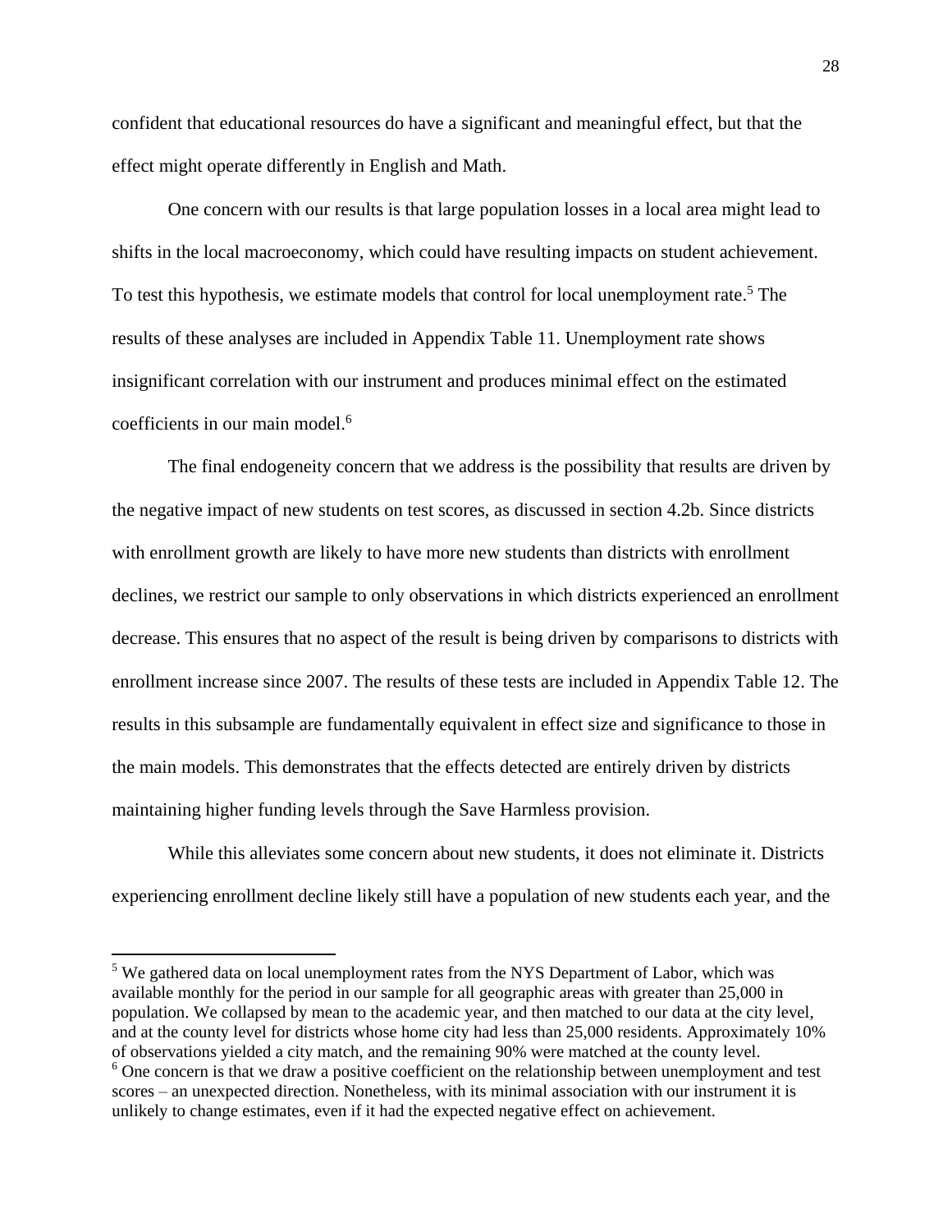confident that educational resources do have a significant and meaningful effect, but that the effect might operate differently in English and Math.

One concern with our results is that large population losses in a local area might lead to shifts in the local macroeconomy, which could have resulting impacts on student achievement. To test this hypothesis, we estimate models that control for local unemployment rate.[5] The results of these analyses are included in Appendix Table 11. Unemployment rate shows insignificant correlation with our instrument and produces minimal effect on the estimated coefficients in our main model.[6]

The final endogeneity concern that we address is the possibility that results are driven by the negative impact of new students on test scores, as discussed in section 4.2b. Since districts with enrollment growth are likely to have more new students than districts with enrollment declines, we restrict our sample to only observations in which districts experienced an enrollment decrease. This ensures that no aspect of the result is being driven by comparisons to districts with enrollment increase since 2007. The results of these tests are included in Appendix Table 12. The results in this subsample are fundamentally equivalent in effect size and significance to those in the main models. This demonstrates that the effects detected are entirely driven by districts maintaining higher funding levels through the Save Harmless provision.

While this alleviates some concern about new students, it does not eliminate it. Districts experiencing enrollment decline likely still have a population of new students each year, and the

---

[5] We gathered data on local unemployment rates from the NYS Department of Labor, which was available monthly for the period in our sample for all geographic areas with greater than 25,000 in population. We collapsed by mean to the academic year, and then matched to our data at the city level, and at the county level for districts whose home city had less than 25,000 residents. Approximately 10% of observations yielded a city match, and the remaining 90% were matched at the county level.

[6] One concern is that we draw a positive coefficient on the relationship between unemployment and test scores – an unexpected direction. Nonetheless, with its minimal association with our instrument it is unlikely to change estimates, even if it had the expected negative effect on achievement.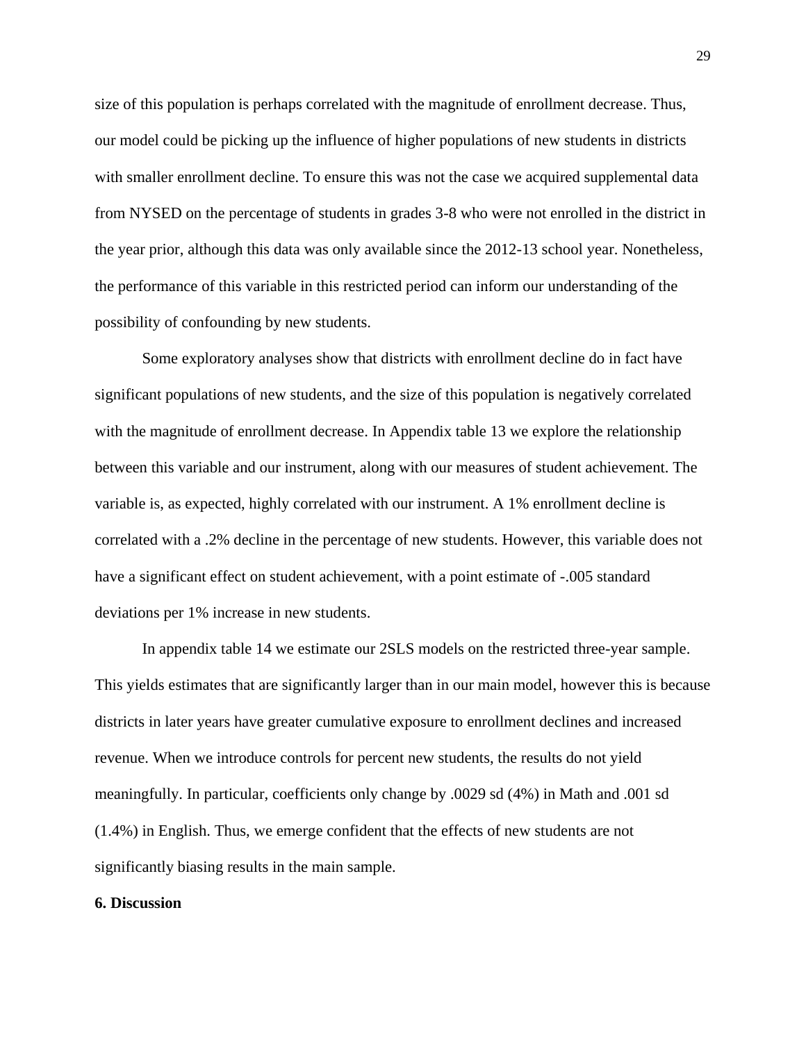size of this population is perhaps correlated with the magnitude of enrollment decrease. Thus, our model could be picking up the influence of higher populations of new students in districts with smaller enrollment decline. To ensure this was not the case we acquired supplemental data from NYSED on the percentage of students in grades 3-8 who were not enrolled in the district in the year prior, although this data was only available since the 2012-13 school year. Nonetheless, the performance of this variable in this restricted period can inform our understanding of the possibility of confounding by new students.

Some exploratory analyses show that districts with enrollment decline do in fact have significant populations of new students, and the size of this population is negatively correlated with the magnitude of enrollment decrease. In Appendix table 13 we explore the relationship between this variable and our instrument, along with our measures of student achievement. The variable is, as expected, highly correlated with our instrument. A 1% enrollment decline is correlated with a .2% decline in the percentage of new students. However, this variable does not have a significant effect on student achievement, with a point estimate of -.005 standard deviations per 1% increase in new students.

In appendix table 14 we estimate our 2SLS models on the restricted three-year sample. This yields estimates that are significantly larger than in our main model, however this is because districts in later years have greater cumulative exposure to enrollment declines and increased revenue. When we introduce controls for percent new students, the results do not yield meaningfully. In particular, coefficients only change by .0029 sd (4%) in Math and .001 sd (1.4%) in English. Thus, we emerge confident that the effects of new students are not significantly biasing results in the main sample.

## 6. Discussion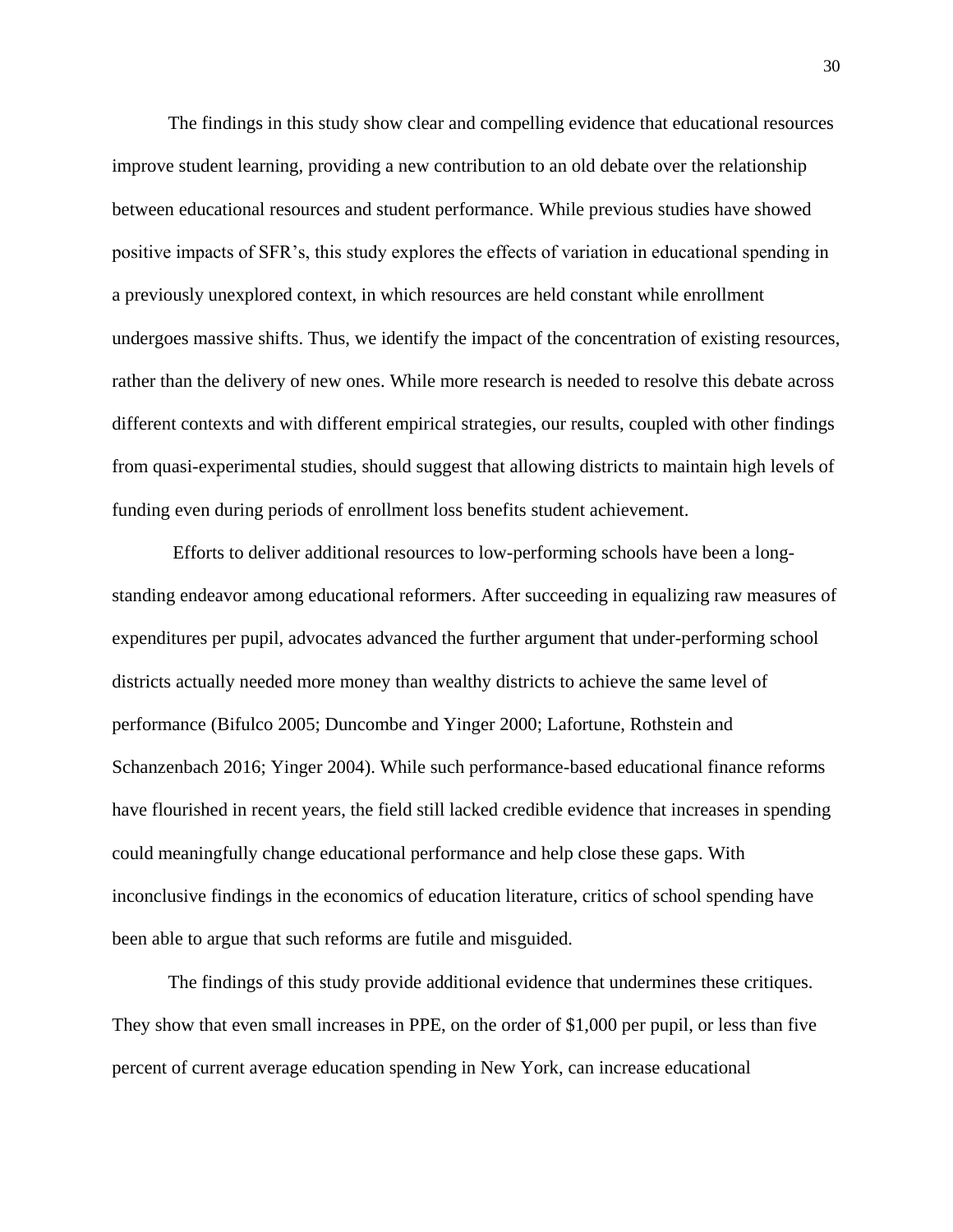The findings in this study show clear and compelling evidence that educational resources improve student learning, providing a new contribution to an old debate over the relationship between educational resources and student performance. While previous studies have showed positive impacts of SFR's, this study explores the effects of variation in educational spending in a previously unexplored context, in which resources are held constant while enrollment undergoes massive shifts. Thus, we identify the impact of the concentration of existing resources, rather than the delivery of new ones. While more research is needed to resolve this debate across different contexts and with different empirical strategies, our results, coupled with other findings from quasi-experimental studies, should suggest that allowing districts to maintain high levels of funding even during periods of enrollment loss benefits student achievement.

Efforts to deliver additional resources to low-performing schools have been a long-standing endeavor among educational reformers. After succeeding in equalizing raw measures of expenditures per pupil, advocates advanced the further argument that under-performing school districts actually needed more money than wealthy districts to achieve the same level of performance (Bifulco 2005; Duncombe and Yinger 2000; Lafortune, Rothstein and Schanzenbach 2016; Yinger 2004). While such performance-based educational finance reforms have flourished in recent years, the field still lacked credible evidence that increases in spending could meaningfully change educational performance and help close these gaps. With inconclusive findings in the economics of education literature, critics of school spending have been able to argue that such reforms are futile and misguided.

The findings of this study provide additional evidence that undermines these critiques. They show that even small increases in PPE, on the order of $1,000 per pupil, or less than five percent of current average education spending in New York, can increase educational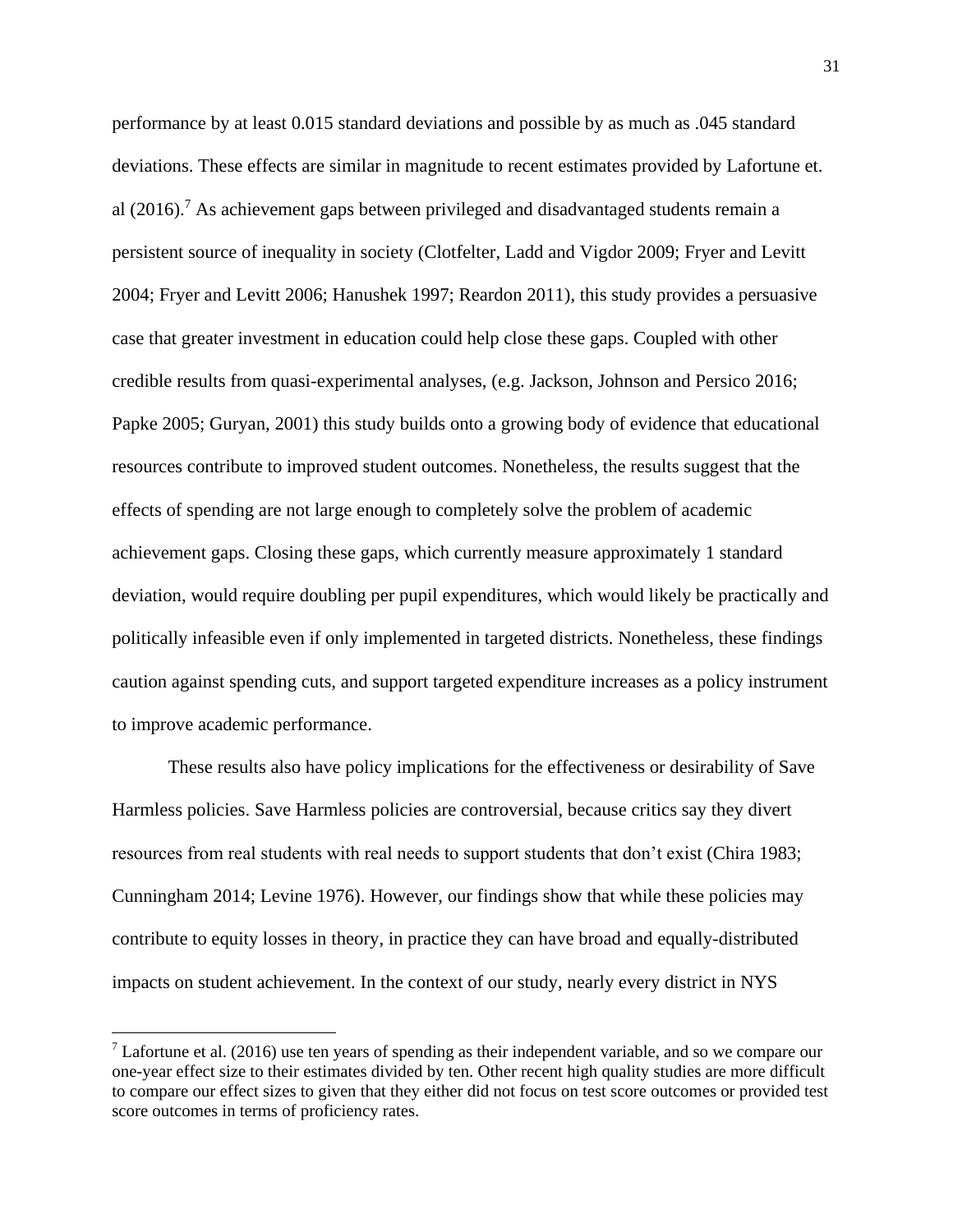performance by at least 0.015 standard deviations and possible by as much as .045 standard deviations. These effects are similar in magnitude to recent estimates provided by Lafortune et. al (2016).[7] As achievement gaps between privileged and disadvantaged students remain a persistent source of inequality in society (Clotfelter, Ladd and Vigdor 2009; Fryer and Levitt 2004; Fryer and Levitt 2006; Hanushek 1997; Reardon 2011), this study provides a persuasive case that greater investment in education could help close these gaps. Coupled with other credible results from quasi-experimental analyses, (e.g. Jackson, Johnson and Persico 2016; Papke 2005; Guryan, 2001) this study builds onto a growing body of evidence that educational resources contribute to improved student outcomes. Nonetheless, the results suggest that the effects of spending are not large enough to completely solve the problem of academic achievement gaps. Closing these gaps, which currently measure approximately 1 standard deviation, would require doubling per pupil expenditures, which would likely be practically and politically infeasible even if only implemented in targeted districts. Nonetheless, these findings caution against spending cuts, and support targeted expenditure increases as a policy instrument to improve academic performance.

These results also have policy implications for the effectiveness or desirability of Save Harmless policies. Save Harmless policies are controversial, because critics say they divert resources from real students with real needs to support students that don't exist (Chira 1983; Cunningham 2014; Levine 1976). However, our findings show that while these policies may contribute to equity losses in theory, in practice they can have broad and equally-distributed impacts on student achievement. In the context of our study, nearly every district in NYS

[7] Lafortune et al. (2016) use ten years of spending as their independent variable, and so we compare our one-year effect size to their estimates divided by ten. Other recent high quality studies are more difficult to compare our effect sizes to given that they either did not focus on test score outcomes or provided test score outcomes in terms of proficiency rates.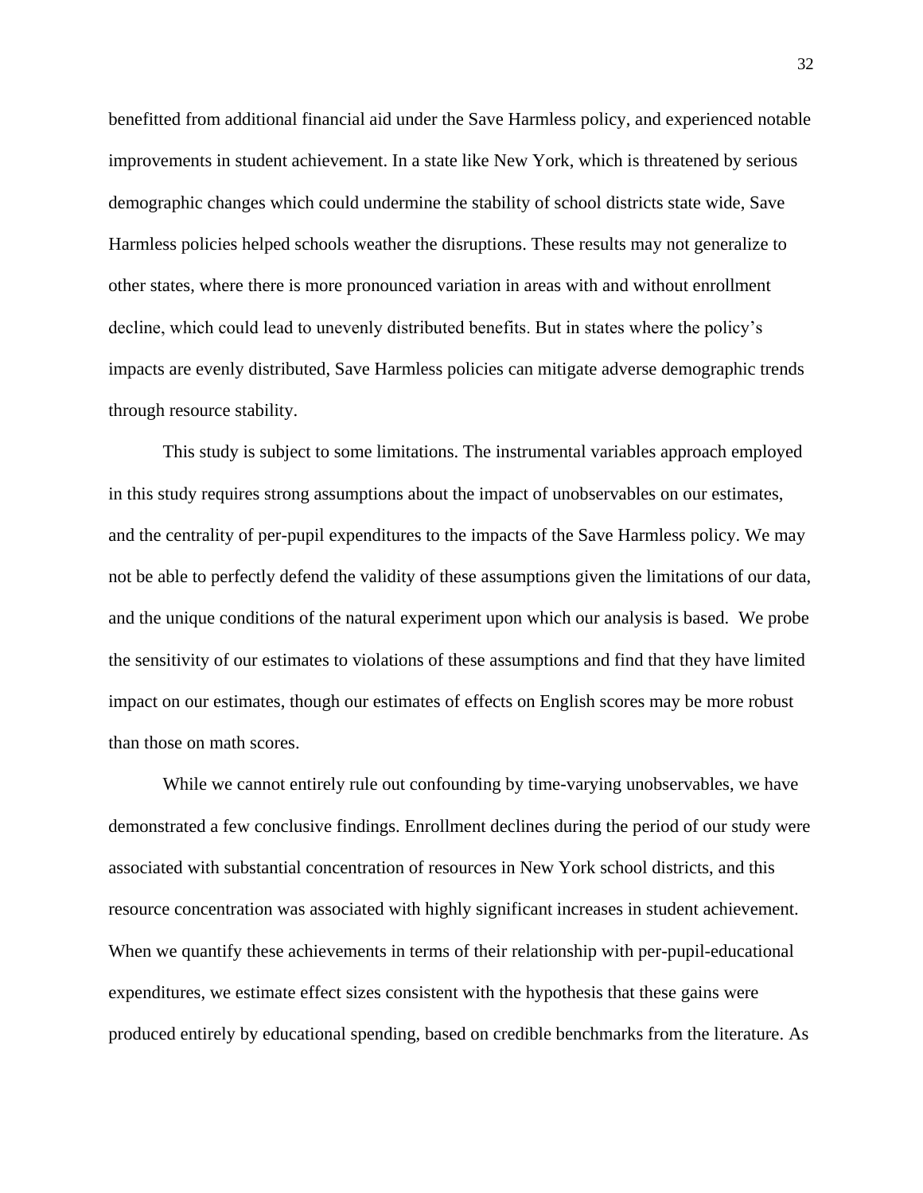benefitted from additional financial aid under the Save Harmless policy, and experienced notable improvements in student achievement. In a state like New York, which is threatened by serious demographic changes which could undermine the stability of school districts state wide, Save Harmless policies helped schools weather the disruptions. These results may not generalize to other states, where there is more pronounced variation in areas with and without enrollment decline, which could lead to unevenly distributed benefits. But in states where the policy's impacts are evenly distributed, Save Harmless policies can mitigate adverse demographic trends through resource stability.

This study is subject to some limitations. The instrumental variables approach employed in this study requires strong assumptions about the impact of unobservables on our estimates, and the centrality of per-pupil expenditures to the impacts of the Save Harmless policy. We may not be able to perfectly defend the validity of these assumptions given the limitations of our data, and the unique conditions of the natural experiment upon which our analysis is based. We probe the sensitivity of our estimates to violations of these assumptions and find that they have limited impact on our estimates, though our estimates of effects on English scores may be more robust than those on math scores.

While we cannot entirely rule out confounding by time-varying unobservables, we have demonstrated a few conclusive findings. Enrollment declines during the period of our study were associated with substantial concentration of resources in New York school districts, and this resource concentration was associated with highly significant increases in student achievement. When we quantify these achievements in terms of their relationship with per-pupil-educational expenditures, we estimate effect sizes consistent with the hypothesis that these gains were produced entirely by educational spending, based on credible benchmarks from the literature. As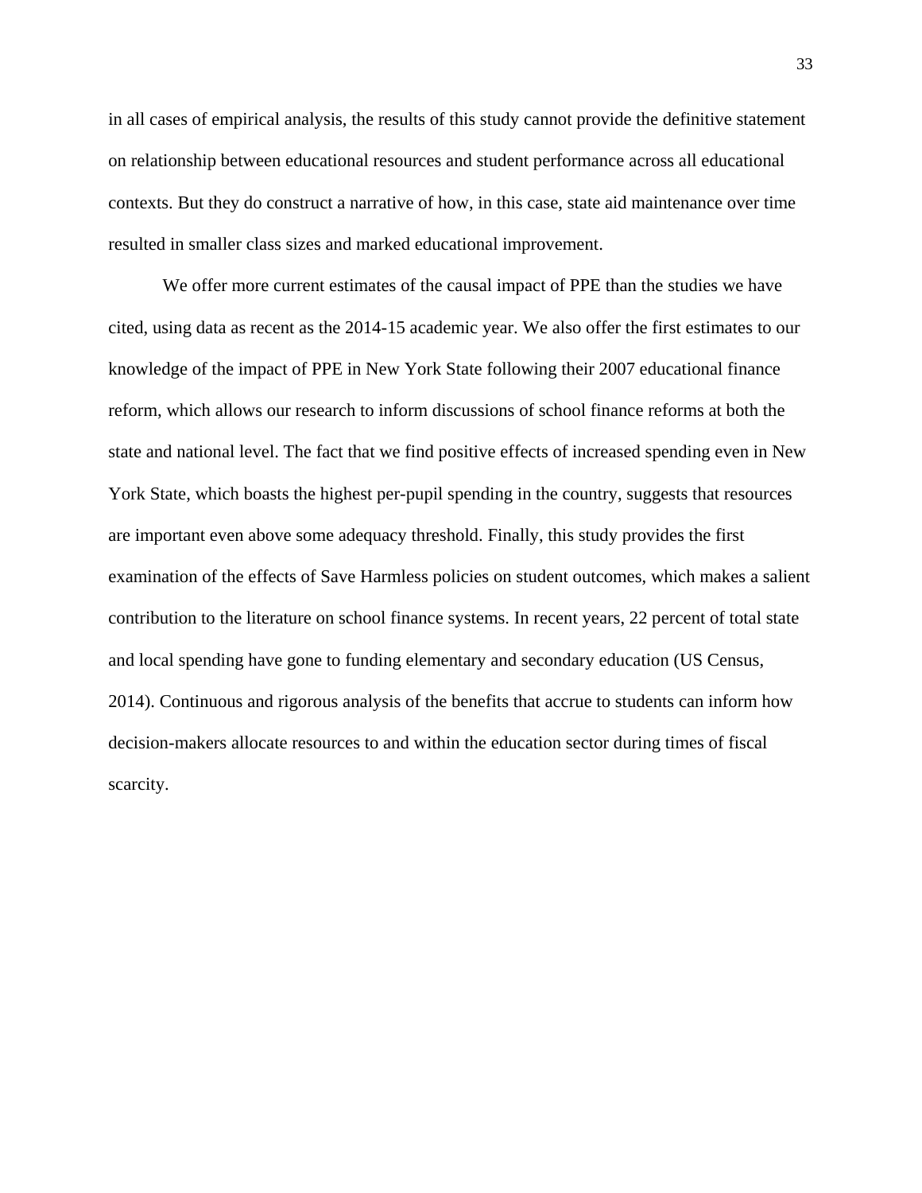in all cases of empirical analysis, the results of this study cannot provide the definitive statement on relationship between educational resources and student performance across all educational contexts. But they do construct a narrative of how, in this case, state aid maintenance over time resulted in smaller class sizes and marked educational improvement.

We offer more current estimates of the causal impact of PPE than the studies we have cited, using data as recent as the 2014-15 academic year. We also offer the first estimates to our knowledge of the impact of PPE in New York State following their 2007 educational finance reform, which allows our research to inform discussions of school finance reforms at both the state and national level. The fact that we find positive effects of increased spending even in New York State, which boasts the highest per-pupil spending in the country, suggests that resources are important even above some adequacy threshold. Finally, this study provides the first examination of the effects of Save Harmless policies on student outcomes, which makes a salient contribution to the literature on school finance systems. In recent years, 22 percent of total state and local spending have gone to funding elementary and secondary education (US Census, 2014). Continuous and rigorous analysis of the benefits that accrue to students can inform how decision-makers allocate resources to and within the education sector during times of fiscal scarcity.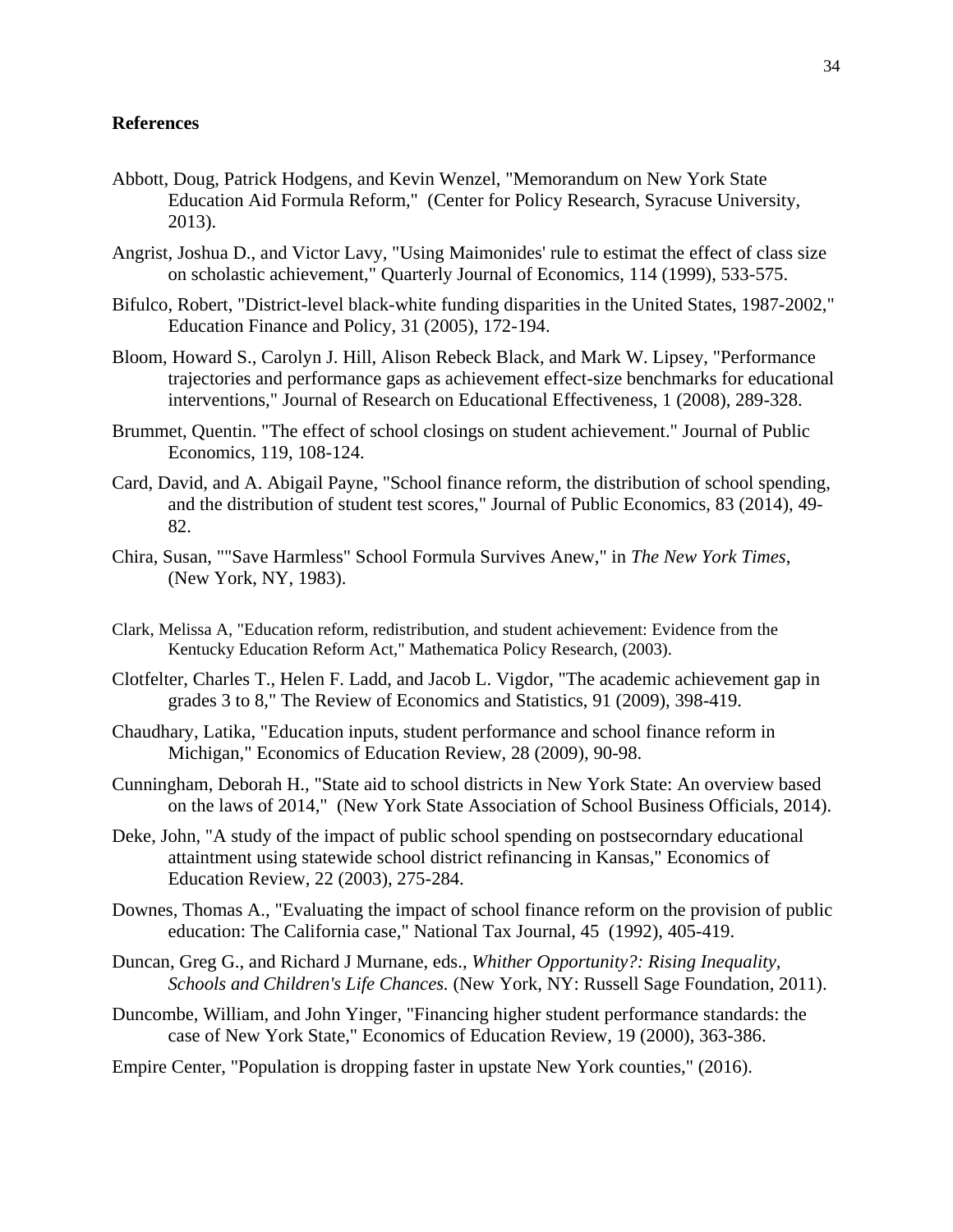**References**

Abbott, Doug, Patrick Hodgens, and Kevin Wenzel, "Memorandum on New York State Education Aid Formula Reform," (Center for Policy Research, Syracuse University, 2013).

Angrist, Joshua D., and Victor Lavy, "Using Maimonides' rule to estimat the effect of class size on scholastic achievement," Quarterly Journal of Economics, 114 (1999), 533-575.

Bifulco, Robert, "District-level black-white funding disparities in the United States, 1987-2002," Education Finance and Policy, 31 (2005), 172-194.

Bloom, Howard S., Carolyn J. Hill, Alison Rebeck Black, and Mark W. Lipsey, "Performance trajectories and performance gaps as achievement effect-size benchmarks for educational interventions," Journal of Research on Educational Effectiveness, 1 (2008), 289-328.

Brummet, Quentin. "The effect of school closings on student achievement." Journal of Public Economics, 119, 108-124.

Card, David, and A. Abigail Payne, "School finance reform, the distribution of school spending, and the distribution of student test scores," Journal of Public Economics, 83 (2014), 49-82.

Chira, Susan, ""Save Harmless" School Formula Survives Anew," in *The New York Times*, (New York, NY, 1983).

Clark, Melissa A, "Education reform, redistribution, and student achievement: Evidence from the Kentucky Education Reform Act," Mathematica Policy Research, (2003).

Clotfelter, Charles T., Helen F. Ladd, and Jacob L. Vigdor, "The academic achievement gap in grades 3 to 8," The Review of Economics and Statistics, 91 (2009), 398-419.

Chaudhary, Latika, "Education inputs, student performance and school finance reform in Michigan," Economics of Education Review, 28 (2009), 90-98.

Cunningham, Deborah H., "State aid to school districts in New York State: An overview based on the laws of 2014," (New York State Association of School Business Officials, 2014).

Deke, John, "A study of the impact of public school spending on postsecorndary educational attaintment using statewide school district refinancing in Kansas," Economics of Education Review, 22 (2003), 275-284.

Downes, Thomas A., "Evaluating the impact of school finance reform on the provision of public education: The California case," National Tax Journal, 45 (1992), 405-419.

Duncan, Greg G., and Richard J Murnane, eds., *Whither Opportunity?: Rising Inequality, Schools and Children's Life Chances.* (New York, NY: Russell Sage Foundation, 2011).

Duncombe, William, and John Yinger, "Financing higher student performance standards: the case of New York State," Economics of Education Review, 19 (2000), 363-386.

Empire Center, "Population is dropping faster in upstate New York counties," (2016).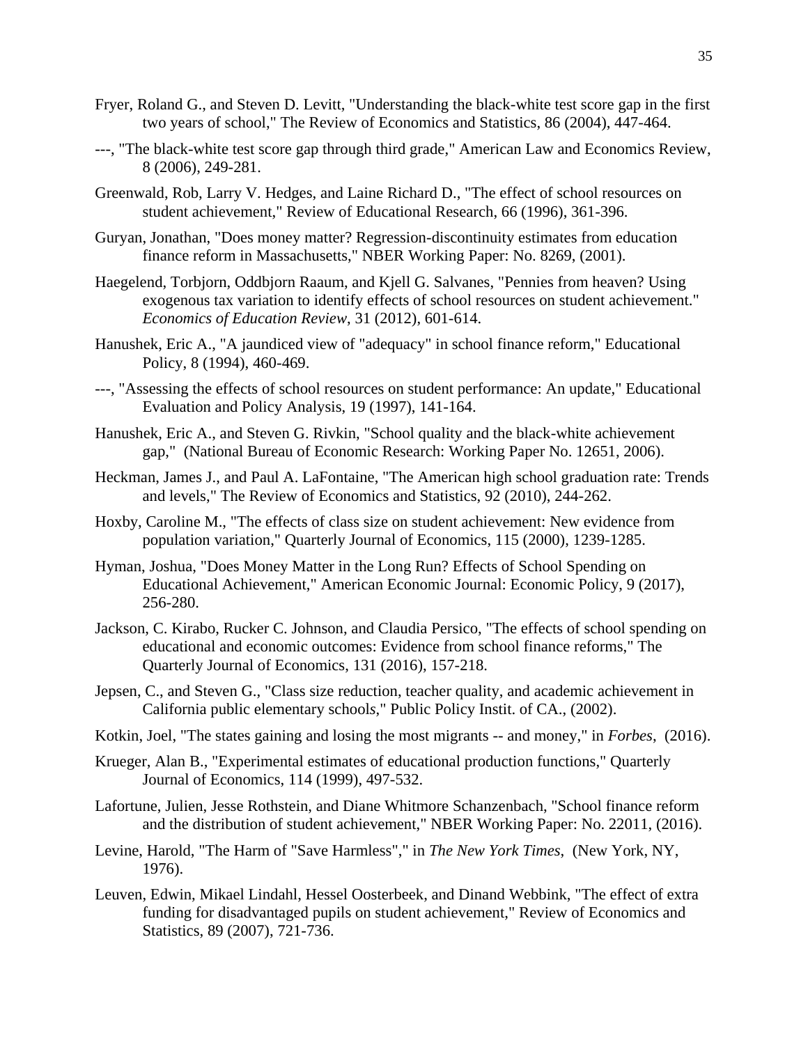Fryer, Roland G., and Steven D. Levitt, "Understanding the black-white test score gap in the first two years of school," The Review of Economics and Statistics, 86 (2004), 447-464.

---, "The black-white test score gap through third grade," American Law and Economics Review, 8 (2006), 249-281.

Greenwald, Rob, Larry V. Hedges, and Laine Richard D., "The effect of school resources on student achievement," Review of Educational Research, 66 (1996), 361-396.

Guryan, Jonathan, "Does money matter? Regression-discontinuity estimates from education finance reform in Massachusetts," NBER Working Paper: No. 8269, (2001).

Haegelend, Torbjorn, Oddbjorn Raaum, and Kjell G. Salvanes, "Pennies from heaven? Using exogenous tax variation to identify effects of school resources on student achievement." *Economics of Education Review*, 31 (2012), 601-614.

Hanushek, Eric A., "A jaundiced view of "adequacy" in school finance reform," Educational Policy, 8 (1994), 460-469.

---, "Assessing the effects of school resources on student performance: An update," Educational Evaluation and Policy Analysis, 19 (1997), 141-164.

Hanushek, Eric A., and Steven G. Rivkin, "School quality and the black-white achievement gap," (National Bureau of Economic Research: Working Paper No. 12651, 2006).

Heckman, James J., and Paul A. LaFontaine, "The American high school graduation rate: Trends and levels," The Review of Economics and Statistics, 92 (2010), 244-262.

Hoxby, Caroline M., "The effects of class size on student achievement: New evidence from population variation," Quarterly Journal of Economics, 115 (2000), 1239-1285.

Hyman, Joshua, "Does Money Matter in the Long Run? Effects of School Spending on Educational Achievement," American Economic Journal: Economic Policy, 9 (2017), 256-280.

Jackson, C. Kirabo, Rucker C. Johnson, and Claudia Persico, "The effects of school spending on educational and economic outcomes: Evidence from school finance reforms," The Quarterly Journal of Economics, 131 (2016), 157-218.

Jepsen, C., and Steven G., "Class size reduction, teacher quality, and academic achievement in California public elementary schools," Public Policy Instit. of CA., (2002).

Kotkin, Joel, "The states gaining and losing the most migrants -- and money," in *Forbes*, (2016).

Krueger, Alan B., "Experimental estimates of educational production functions," Quarterly Journal of Economics, 114 (1999), 497-532.

Lafortune, Julien, Jesse Rothstein, and Diane Whitmore Schanzenbach, "School finance reform and the distribution of student achievement," NBER Working Paper: No. 22011, (2016).

Levine, Harold, "The Harm of "Save Harmless"," in *The New York Times*, (New York, NY, 1976).

Leuven, Edwin, Mikael Lindahl, Hessel Oosterbeek, and Dinand Webbink, "The effect of extra funding for disadvantaged pupils on student achievement," Review of Economics and Statistics, 89 (2007), 721-736.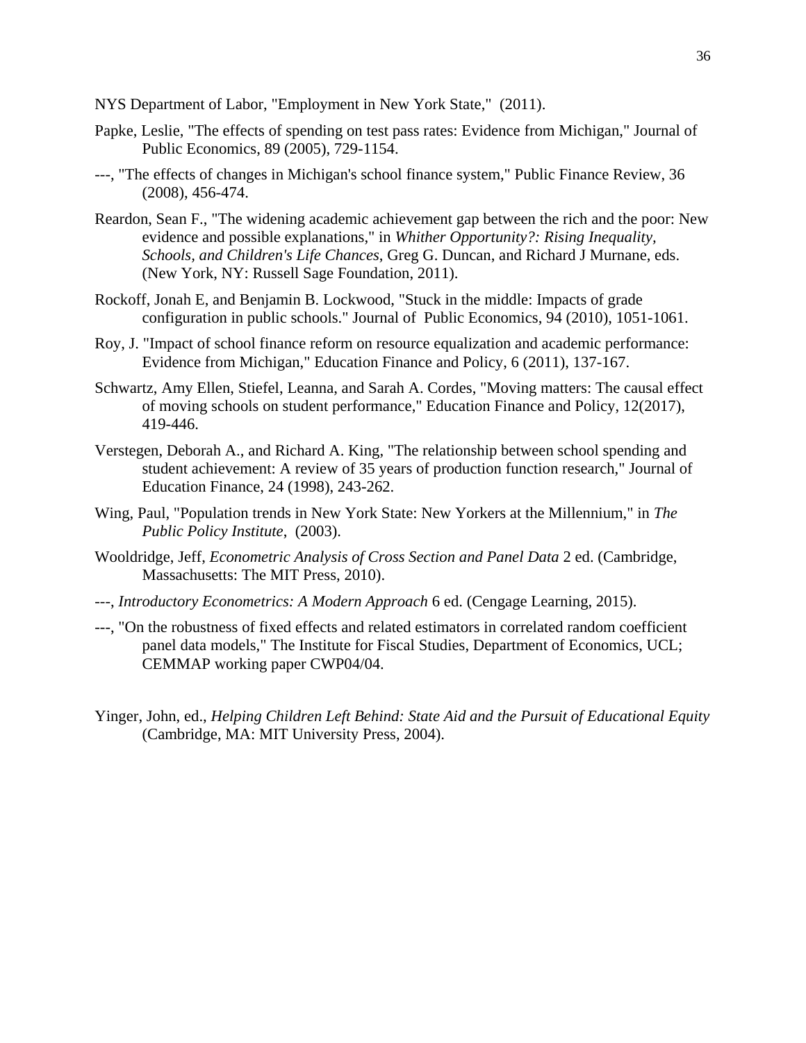NYS Department of Labor, "Employment in New York State," (2011).

Papke, Leslie, "The effects of spending on test pass rates: Evidence from Michigan," Journal of Public Economics, 89 (2005), 729-1154.

---, "The effects of changes in Michigan's school finance system," Public Finance Review, 36 (2008), 456-474.

Reardon, Sean F., "The widening academic achievement gap between the rich and the poor: New evidence and possible explanations," in *Whither Opportunity?: Rising Inequality, Schools, and Children's Life Chances*, Greg G. Duncan, and Richard J Murnane, eds. (New York, NY: Russell Sage Foundation, 2011).

Rockoff, Jonah E, and Benjamin B. Lockwood, "Stuck in the middle: Impacts of grade configuration in public schools." Journal of Public Economics, 94 (2010), 1051-1061.

Roy, J. "Impact of school finance reform on resource equalization and academic performance: Evidence from Michigan," Education Finance and Policy, 6 (2011), 137-167.

Schwartz, Amy Ellen, Stiefel, Leanna, and Sarah A. Cordes, "Moving matters: The causal effect of moving schools on student performance," Education Finance and Policy, 12(2017), 419-446.

Verstegen, Deborah A., and Richard A. King, "The relationship between school spending and student achievement: A review of 35 years of production function research," Journal of Education Finance, 24 (1998), 243-262.

Wing, Paul, "Population trends in New York State: New Yorkers at the Millennium," in *The Public Policy Institute*, (2003).

Wooldridge, Jeff, *Econometric Analysis of Cross Section and Panel Data* 2 ed. (Cambridge, Massachusetts: The MIT Press, 2010).

---, *Introductory Econometrics: A Modern Approach* 6 ed. (Cengage Learning, 2015).

---, "On the robustness of fixed effects and related estimators in correlated random coefficient panel data models," The Institute for Fiscal Studies, Department of Economics, UCL; CEMMAP working paper CWP04/04.

Yinger, John, ed., *Helping Children Left Behind: State Aid and the Pursuit of Educational Equity* (Cambridge, MA: MIT University Press, 2004).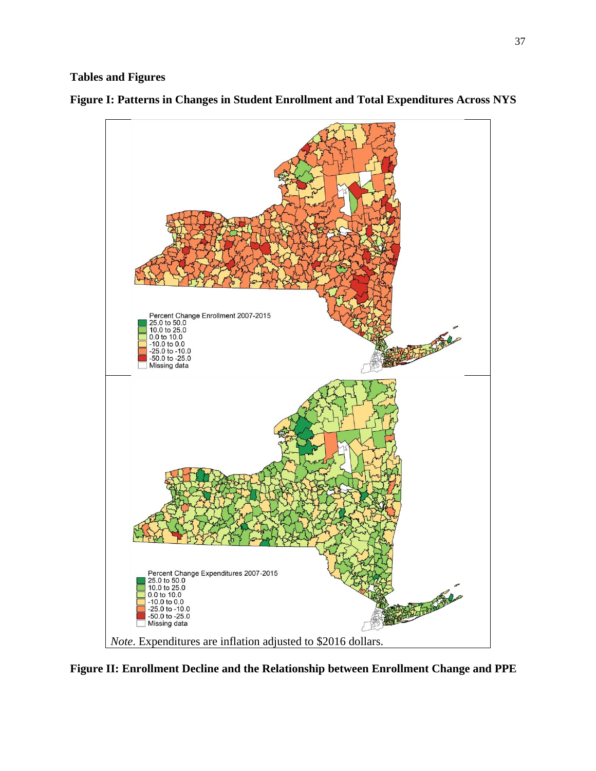**Tables and Figures**

**Figure I: Patterns in Changes in Student Enrollment and Total Expenditures Across NYS**

Percent Change Enrollment 2007-2015
- 25.0 to 50.0
- 10.0 to 25.0
- 0.0 to 10.0
- -10.0 to 0.0
- -25.0 to -10.0
- -50.0 to -25.0
- Missing data

Percent Change Expenditures 2007-2015
- 25.0 to 50.0
- 10.0 to 25.0
- 0.0 to 10.0
- -10.0 to 0.0
- -25.0 to -10.0
- -50.0 to -25.0
- Missing data

*Note*. Expenditures are inflation adjusted to $2016 dollars.

**Figure II: Enrollment Decline and the Relationship between Enrollment Change and PPE**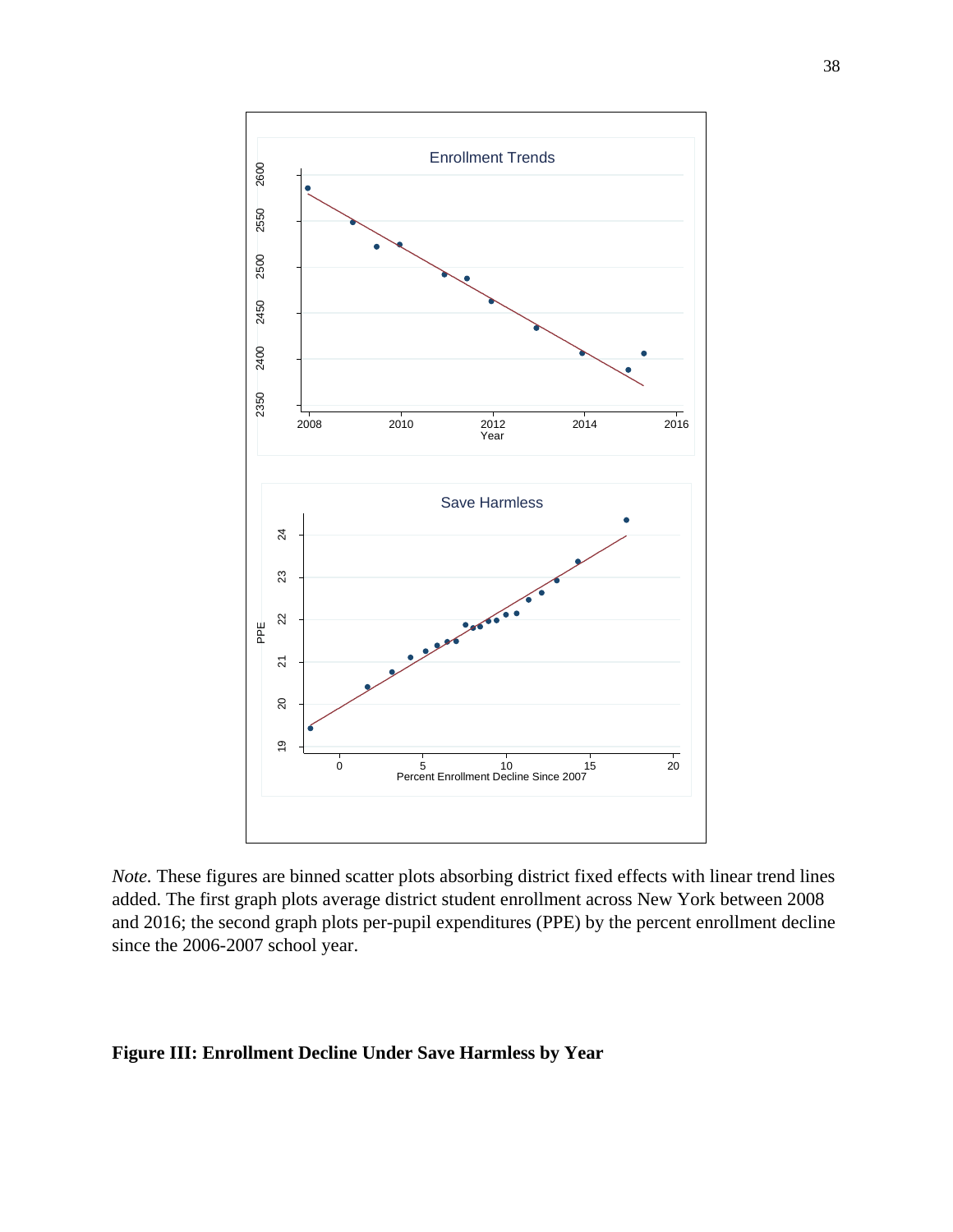*Note.* These figures are binned scatter plots absorbing district fixed effects with linear trend lines added. The first graph plots average district student enrollment across New York between 2008 and 2016; the second graph plots per-pupil expenditures (PPE) by the percent enrollment decline since the 2006-2007 school year.

**Figure III: Enrollment Decline Under Save Harmless by Year**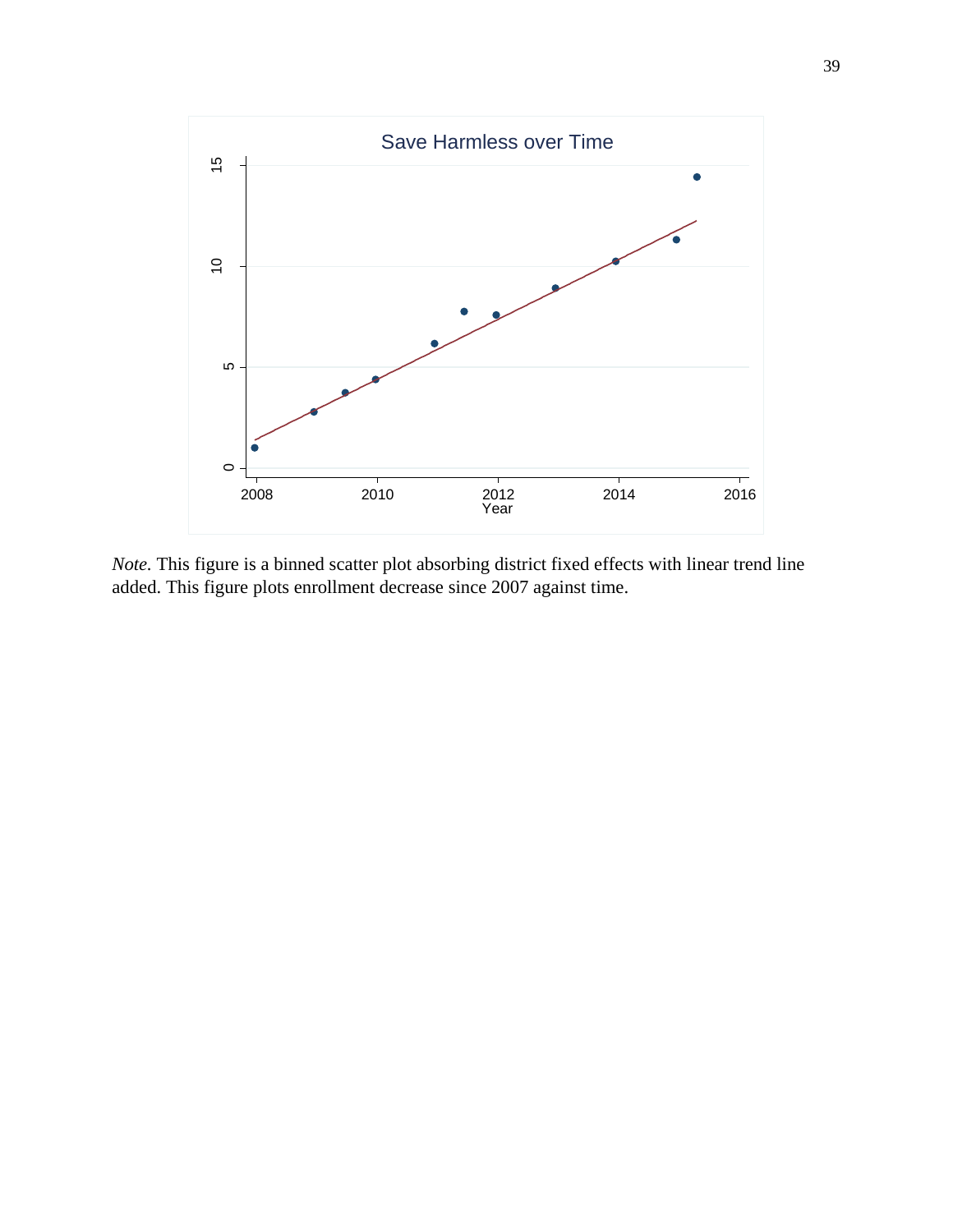Save Harmless over Time

*Note.* This figure is a binned scatter plot absorbing district fixed effects with linear trend line added. This figure plots enrollment decrease since 2007 against time.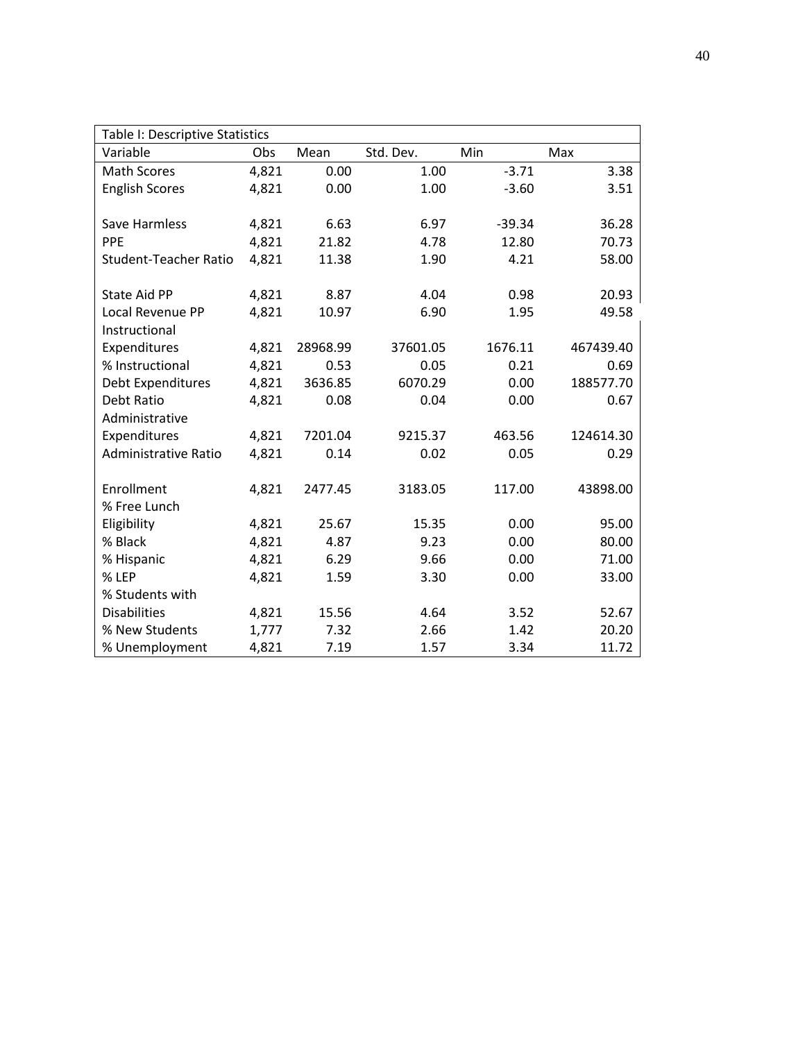| Table I: Descriptive Statistics | | | | | |
|---|---|---|---|---|---|
| Variable | Obs | Mean | Std. Dev. | Min | Max |
| Math Scores | 4,821 | 0.00 | 1.00 | -3.71 | 3.38 |
| English Scores | 4,821 | 0.00 | 1.00 | -3.60 | 3.51 |
| | | | | | |
| Save Harmless | 4,821 | 6.63 | 6.97 | -39.34 | 36.28 |
| PPE | 4,821 | 21.82 | 4.78 | 12.80 | 70.73 |
| Student-Teacher Ratio | 4,821 | 11.38 | 1.90 | 4.21 | 58.00 |
| | | | | | |
| State Aid PP | 4,821 | 8.87 | 4.04 | 0.98 | 20.93 |
| Local Revenue PP | 4,821 | 10.97 | 6.90 | 1.95 | 49.58 |
| Instructional Expenditures | 4,821 | 28968.99 | 37601.05 | 1676.11 | 467439.40 |
| % Instructional | 4,821 | 0.53 | 0.05 | 0.21 | 0.69 |
| Debt Expenditures | 4,821 | 3636.85 | 6070.29 | 0.00 | 188577.70 |
| Debt Ratio | 4,821 | 0.08 | 0.04 | 0.00 | 0.67 |
| Administrative Expenditures | 4,821 | 7201.04 | 9215.37 | 463.56 | 124614.30 |
| Administrative Ratio | 4,821 | 0.14 | 0.02 | 0.05 | 0.29 |
| | | | | | |
| Enrollment | 4,821 | 2477.45 | 3183.05 | 117.00 | 43898.00 |
| % Free Lunch Eligibility | 4,821 | 25.67 | 15.35 | 0.00 | 95.00 |
| % Black | 4,821 | 4.87 | 9.23 | 0.00 | 80.00 |
| % Hispanic | 4,821 | 6.29 | 9.66 | 0.00 | 71.00 |
| % LEP | 4,821 | 1.59 | 3.30 | 0.00 | 33.00 |
| % Students with Disabilities | 4,821 | 15.56 | 4.64 | 3.52 | 52.67 |
| % New Students | 1,777 | 7.32 | 2.66 | 1.42 | 20.20 |
| % Unemployment | 4,821 | 7.19 | 1.57 | 3.34 | 11.72 |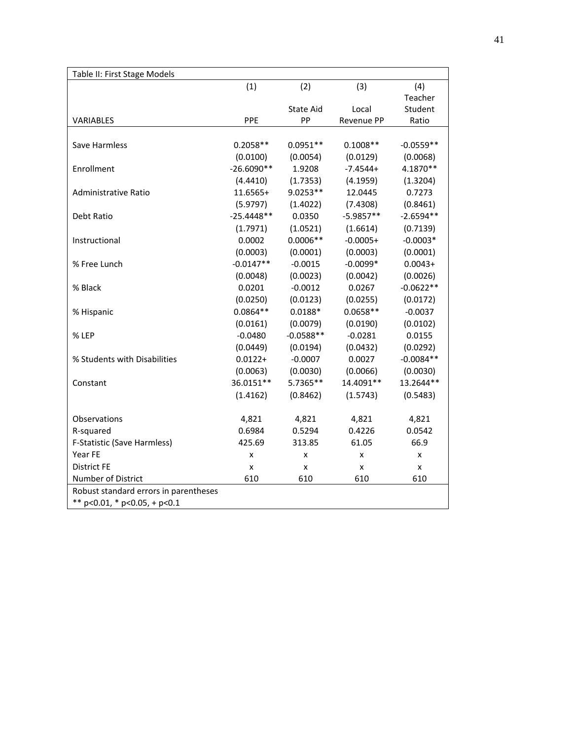Table II: First Stage Models

| VARIABLES | (1) PPE | (2) State Aid PP | (3) Local Revenue PP | (4) Teacher Student Ratio |
|---|---|---|---|---|
| Save Harmless | 0.2058** | 0.0951** | 0.1008** | -0.0559** |
| | (0.0100) | (0.0054) | (0.0129) | (0.0068) |
| Enrollment | -26.6090** | 1.9208 | -7.4544+ | 4.1870** |
| | (4.4410) | (1.7353) | (4.1959) | (1.3204) |
| Administrative Ratio | 11.6565+ | 9.0253** | 12.0445 | 0.7273 |
| | (5.9797) | (1.4022) | (7.4308) | (0.8461) |
| Debt Ratio | -25.4448** | 0.0350 | -5.9857** | -2.6594** |
| | (1.7971) | (1.0521) | (1.6614) | (0.7139) |
| Instructional | 0.0002 | 0.0006** | -0.0005+ | -0.0003* |
| | (0.0003) | (0.0001) | (0.0003) | (0.0001) |
| % Free Lunch | -0.0147** | -0.0015 | -0.0099* | 0.0043+ |
| | (0.0048) | (0.0023) | (0.0042) | (0.0026) |
| % Black | 0.0201 | -0.0012 | 0.0267 | -0.0622** |
| | (0.0250) | (0.0123) | (0.0255) | (0.0172) |
| % Hispanic | 0.0864** | 0.0188* | 0.0658** | -0.0037 |
| | (0.0161) | (0.0079) | (0.0190) | (0.0102) |
| % LEP | -0.0480 | -0.0588** | -0.0281 | 0.0155 |
| | (0.0449) | (0.0194) | (0.0432) | (0.0292) |
| % Students with Disabilities | 0.0122+ | -0.0007 | 0.0027 | -0.0084** |
| | (0.0063) | (0.0030) | (0.0066) | (0.0030) |
| Constant | 36.0151** | 5.7365** | 14.4091** | 13.2644** |
| | (1.4162) | (0.8462) | (1.5743) | (0.5483) |
| Observations | 4,821 | 4,821 | 4,821 | 4,821 |
| R-squared | 0.6984 | 0.5294 | 0.4226 | 0.0542 |
| F-Statistic (Save Harmless) | 425.69 | 313.85 | 61.05 | 66.9 |
| Year FE | x | x | x | x |
| District FE | x | x | x | x |
| Number of District | 610 | 610 | 610 | 610 |

Robust standard errors in parentheses
** p<0.01, * p<0.05, + p<0.1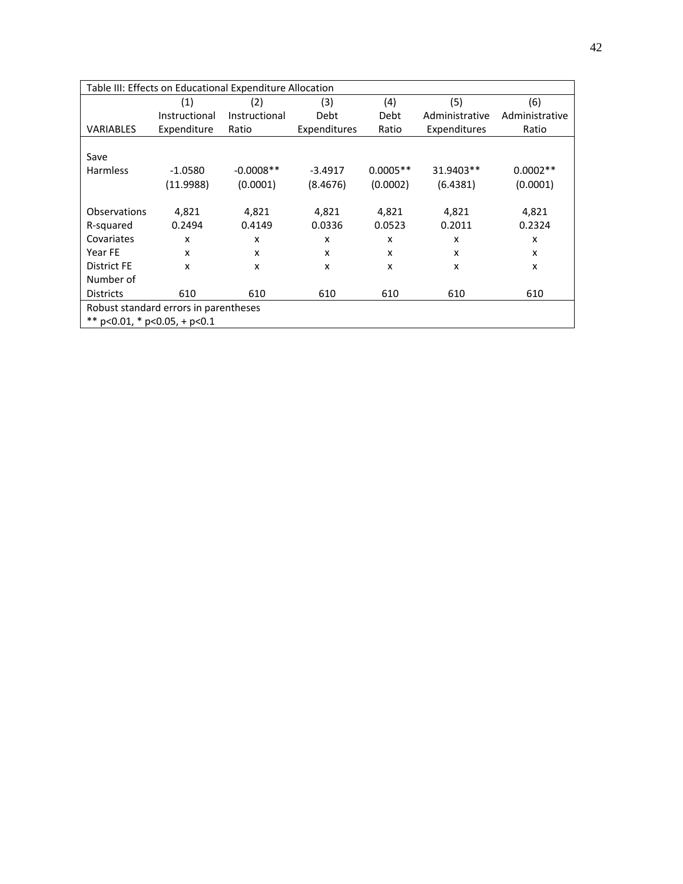Table III: Effects on Educational Expenditure Allocation

| VARIABLES | (1)<br>Instructional<br>Expenditure | (2)<br>Instructional<br>Ratio | (3)<br>Debt<br>Expenditures | (4)<br>Debt<br>Ratio | (5)<br>Administrative<br>Expenditures | (6)<br>Administrative<br>Ratio |
|---|---|---|---|---|---|---|
| Save Harmless | -1.0580 | -0.0008** | -3.4917 | 0.0005** | 31.9403** | 0.0002** |
| | (11.9988) | (0.0001) | (8.4676) | (0.0002) | (6.4381) | (0.0001) |
| Observations | 4,821 | 4,821 | 4,821 | 4,821 | 4,821 | 4,821 |
| R-squared | 0.2494 | 0.4149 | 0.0336 | 0.0523 | 0.2011 | 0.2324 |
| Covariates | x | x | x | x | x | x |
| Year FE | x | x | x | x | x | x |
| District FE | x | x | x | x | x | x |
| Number of Districts | 610 | 610 | 610 | 610 | 610 | 610 |

Robust standard errors in parentheses
** p<0.01, * p<0.05, + p<0.1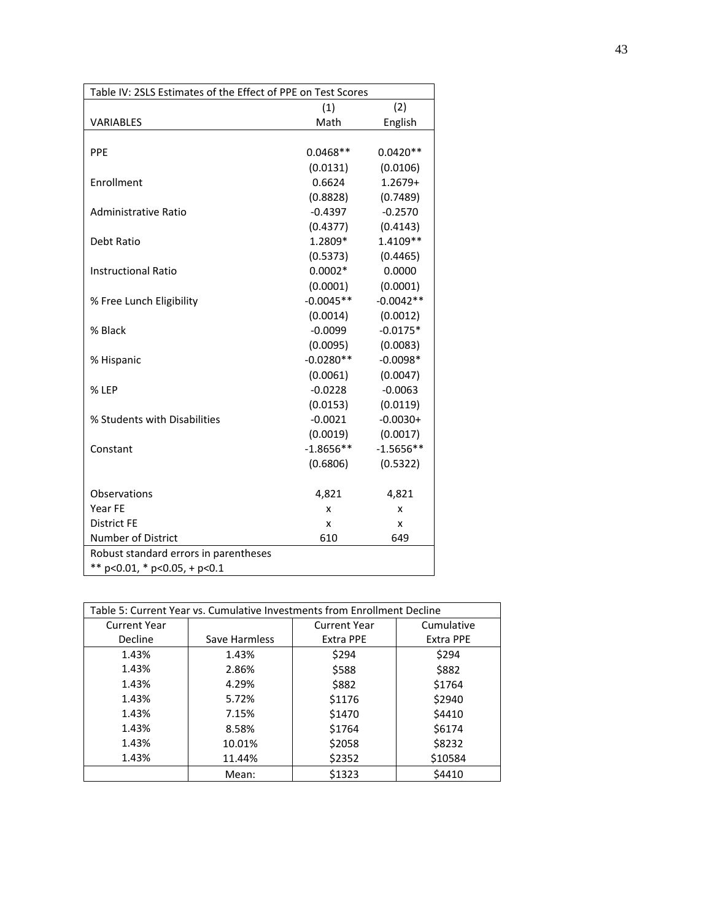Table IV: 2SLS Estimates of the Effect of PPE on Test Scores

| VARIABLES | (1) Math | (2) English |
|---|---|---|
| PPE | 0.0468** | 0.0420** |
| | (0.0131) | (0.0106) |
| Enrollment | 0.6624 | 1.2679+ |
| | (0.8828) | (0.7489) |
| Administrative Ratio | -0.4397 | -0.2570 |
| | (0.4377) | (0.4143) |
| Debt Ratio | 1.2809* | 1.4109** |
| | (0.5373) | (0.4465) |
| Instructional Ratio | 0.0002* | 0.0000 |
| | (0.0001) | (0.0001) |
| % Free Lunch Eligibility | -0.0045** | -0.0042** |
| | (0.0014) | (0.0012) |
| % Black | -0.0099 | -0.0175* |
| | (0.0095) | (0.0083) |
| % Hispanic | -0.0280** | -0.0098* |
| | (0.0061) | (0.0047) |
| % LEP | -0.0228 | -0.0063 |
| | (0.0153) | (0.0119) |
| % Students with Disabilities | -0.0021 | -0.0030+ |
| | (0.0019) | (0.0017) |
| Constant | -1.8656** | -1.5656** |
| | (0.6806) | (0.5322) |
| Observations | 4,821 | 4,821 |
| Year FE | x | x |
| District FE | x | x |
| Number of District | 610 | 649 |

Robust standard errors in parentheses
** p<0.01, * p<0.05, + p<0.1

Table 5: Current Year vs. Cumulative Investments from Enrollment Decline

| Current Year Decline | Save Harmless | Current Year Extra PPE | Cumulative Extra PPE |
|---|---|---|---|
| 1.43% | 1.43% | $294 | $294 |
| 1.43% | 2.86% | $588 | $882 |
| 1.43% | 4.29% | $882 | $1764 |
| 1.43% | 5.72% | $1176 | $2940 |
| 1.43% | 7.15% | $1470 | $4410 |
| 1.43% | 8.58% | $1764 | $6174 |
| 1.43% | 10.01% | $2058 | $8232 |
| 1.43% | 11.44% | $2352 | $10584 |
| | Mean: | $1323 | $4410 |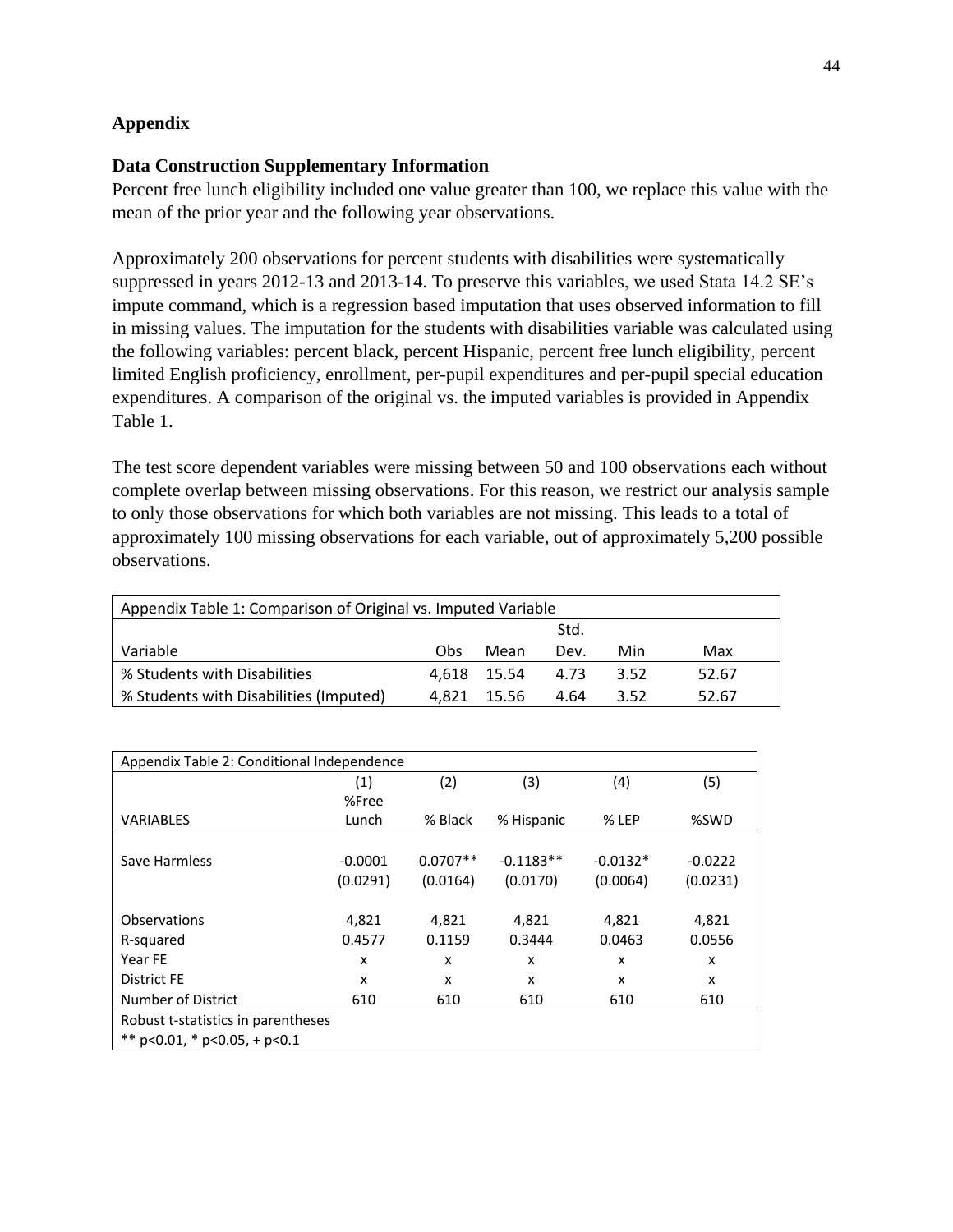## Appendix

### Data Construction Supplementary Information

Percent free lunch eligibility included one value greater than 100, we replace this value with the mean of the prior year and the following year observations.

Approximately 200 observations for percent students with disabilities were systematically suppressed in years 2012-13 and 2013-14. To preserve this variables, we used Stata 14.2 SE's impute command, which is a regression based imputation that uses observed information to fill in missing values. The imputation for the students with disabilities variable was calculated using the following variables: percent black, percent Hispanic, percent free lunch eligibility, percent limited English proficiency, enrollment, per-pupil expenditures and per-pupil special education expenditures. A comparison of the original vs. the imputed variables is provided in Appendix Table 1.

The test score dependent variables were missing between 50 and 100 observations each without complete overlap between missing observations. For this reason, we restrict our analysis sample to only those observations for which both variables are not missing. This leads to a total of approximately 100 missing observations for each variable, out of approximately 5,200 possible observations.

Appendix Table 1: Comparison of Original vs. Imputed Variable

| Variable | Obs | Mean | Std. Dev. | Min | Max |
|---|---|---|---|---|---|
| % Students with Disabilities | 4,618 | 15.54 | 4.73 | 3.52 | 52.67 |
| % Students with Disabilities (Imputed) | 4,821 | 15.56 | 4.64 | 3.52 | 52.67 |

Appendix Table 2: Conditional Independence

| | (1) | (2) | (3) | (4) | (5) |
|---|---|---|---|---|---|
| VARIABLES | %Free Lunch | % Black | % Hispanic | % LEP | %SWD |
| Save Harmless | -0.0001 | 0.0707** | -0.1183** | -0.0132* | -0.0222 |
| | (0.0291) | (0.0164) | (0.0170) | (0.0064) | (0.0231) |
| Observations | 4,821 | 4,821 | 4,821 | 4,821 | 4,821 |
| R-squared | 0.4577 | 0.1159 | 0.3444 | 0.0463 | 0.0556 |
| Year FE | x | x | x | x | x |
| District FE | x | x | x | x | x |
| Number of District | 610 | 610 | 610 | 610 | 610 |

Robust t-statistics in parentheses
** p<0.01, * p<0.05, + p<0.1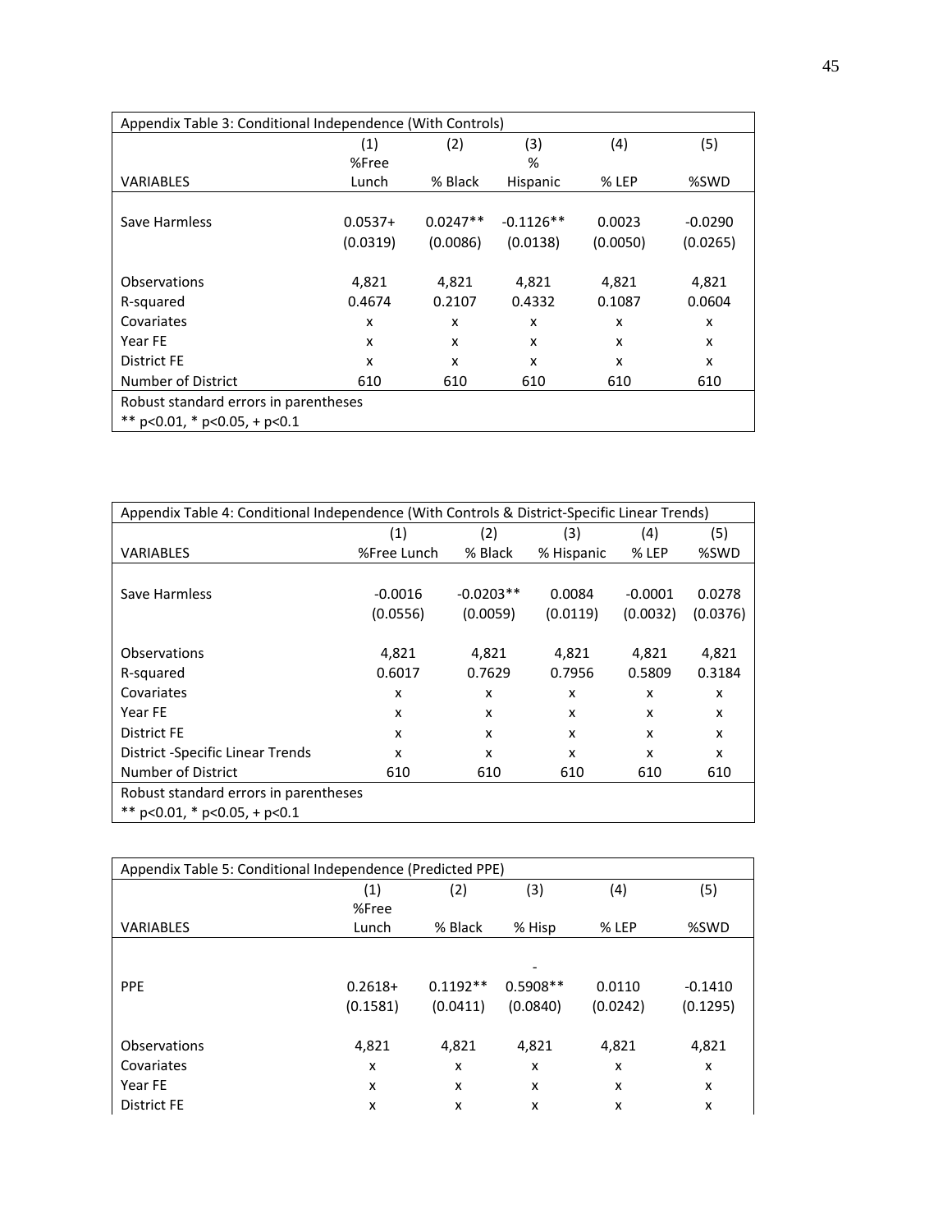| Appendix Table 3: Conditional Independence (With Controls) | | | | | |
|---|---|---|---|---|---|
| | (1) | (2) | (3) | (4) | (5) |
| VARIABLES | %Free Lunch | % Black | % Hispanic | % LEP | %SWD |
| Save Harmless | 0.0537+ | 0.0247** | -0.1126** | 0.0023 | -0.0290 |
| | (0.0319) | (0.0086) | (0.0138) | (0.0050) | (0.0265) |
| Observations | 4,821 | 4,821 | 4,821 | 4,821 | 4,821 |
| R-squared | 0.4674 | 0.2107 | 0.4332 | 0.1087 | 0.0604 |
| Covariates | x | x | x | x | x |
| Year FE | x | x | x | x | x |
| District FE | x | x | x | x | x |
| Number of District | 610 | 610 | 610 | 610 | 610 |
| Robust standard errors in parentheses | | | | | |
| ** p<0.01, * p<0.05, + p<0.1 | | | | | |

| Appendix Table 4: Conditional Independence (With Controls & District-Specific Linear Trends) | | | | | |
|---|---|---|---|---|---|
| | (1) | (2) | (3) | (4) | (5) |
| VARIABLES | %Free Lunch | % Black | % Hispanic | % LEP | %SWD |
| Save Harmless | -0.0016 | -0.0203** | 0.0084 | -0.0001 | 0.0278 |
| | (0.0556) | (0.0059) | (0.0119) | (0.0032) | (0.0376) |
| Observations | 4,821 | 4,821 | 4,821 | 4,821 | 4,821 |
| R-squared | 0.6017 | 0.7629 | 0.7956 | 0.5809 | 0.3184 |
| Covariates | x | x | x | x | x |
| Year FE | x | x | x | x | x |
| District FE | x | x | x | x | x |
| District -Specific Linear Trends | x | x | x | x | x |
| Number of District | 610 | 610 | 610 | 610 | 610 |
| Robust standard errors in parentheses | | | | | |
| ** p<0.01, * p<0.05, + p<0.1 | | | | | |

| Appendix Table 5: Conditional Independence (Predicted PPE) | | | | | |
|---|---|---|---|---|---|
| | (1) | (2) | (3) | (4) | (5) |
| VARIABLES | %Free Lunch | % Black | % Hisp | % LEP | %SWD |
| PPE | 0.2618+ | 0.1192** | -0.5908** | 0.0110 | -0.1410 |
| | (0.1581) | (0.0411) | (0.0840) | (0.0242) | (0.1295) |
| Observations | 4,821 | 4,821 | 4,821 | 4,821 | 4,821 |
| Covariates | x | x | x | x | x |
| Year FE | x | x | x | x | x |
| District FE | x | x | x | x | x |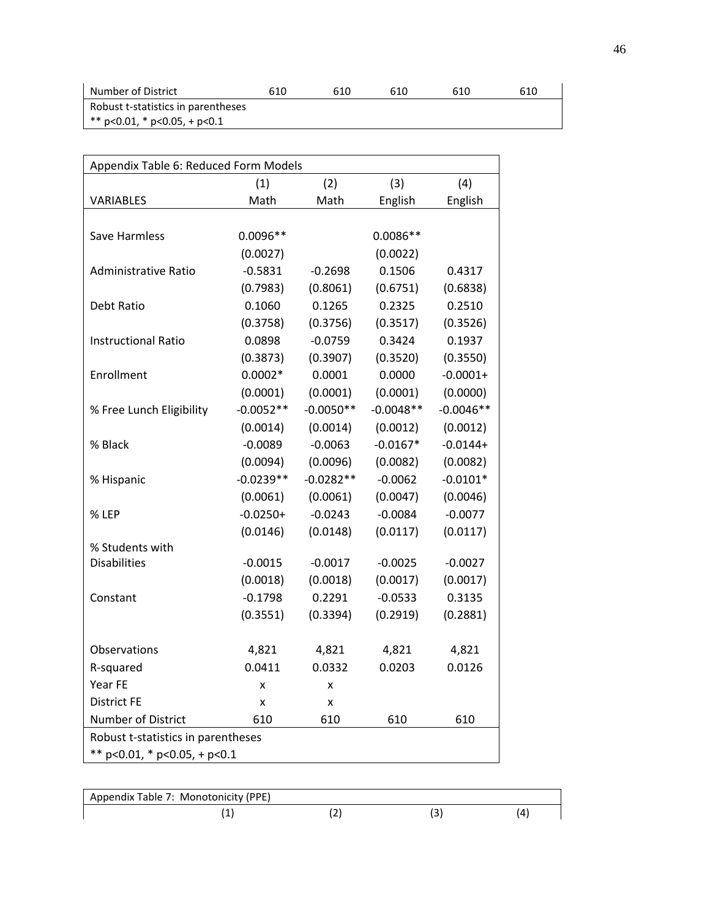| | | | | | |
|---|---|---|---|---|---|
| Number of District | 610 | 610 | 610 | 610 | 610 |
| Robust t-statistics in parentheses | | | | | |
| ** p<0.01, * p<0.05, + p<0.1 | | | | | |

Appendix Table 6: Reduced Form Models

| | (1) | (2) | (3) | (4) |
|---|---|---|---|---|
| VARIABLES | Math | Math | English | English |
| | | | | |
| Save Harmless | 0.0096** | | 0.0086** | |
| | (0.0027) | | (0.0022) | |
| Administrative Ratio | -0.5831 | -0.2698 | 0.1506 | 0.4317 |
| | (0.7983) | (0.8061) | (0.6751) | (0.6838) |
| Debt Ratio | 0.1060 | 0.1265 | 0.2325 | 0.2510 |
| | (0.3758) | (0.3756) | (0.3517) | (0.3526) |
| Instructional Ratio | 0.0898 | -0.0759 | 0.3424 | 0.1937 |
| | (0.3873) | (0.3907) | (0.3520) | (0.3550) |
| Enrollment | 0.0002* | 0.0001 | 0.0000 | -0.0001+ |
| | (0.0001) | (0.0001) | (0.0001) | (0.0000) |
| % Free Lunch Eligibility | -0.0052** | -0.0050** | -0.0048** | -0.0046** |
| | (0.0014) | (0.0014) | (0.0012) | (0.0012) |
| % Black | -0.0089 | -0.0063 | -0.0167* | -0.0144+ |
| | (0.0094) | (0.0096) | (0.0082) | (0.0082) |
| % Hispanic | -0.0239** | -0.0282** | -0.0062 | -0.0101* |
| | (0.0061) | (0.0061) | (0.0047) | (0.0046) |
| % LEP | -0.0250+ | -0.0243 | -0.0084 | -0.0077 |
| | (0.0146) | (0.0148) | (0.0117) | (0.0117) |
| % Students with Disabilities | -0.0015 | -0.0017 | -0.0025 | -0.0027 |
| | (0.0018) | (0.0018) | (0.0017) | (0.0017) |
| Constant | -0.1798 | 0.2291 | -0.0533 | 0.3135 |
| | (0.3551) | (0.3394) | (0.2919) | (0.2881) |
| | | | | |
| Observations | 4,821 | 4,821 | 4,821 | 4,821 |
| R-squared | 0.0411 | 0.0332 | 0.0203 | 0.0126 |
| Year FE | x | x | | |
| District FE | x | x | | |
| Number of District | 610 | 610 | 610 | 610 |
| Robust t-statistics in parentheses | | | | |
| ** p<0.01, * p<0.05, + p<0.1 | | | | |

Appendix Table 7: Monotonicity (PPE)

| (1) | (2) | (3) | (4) |
|---|---|---|---|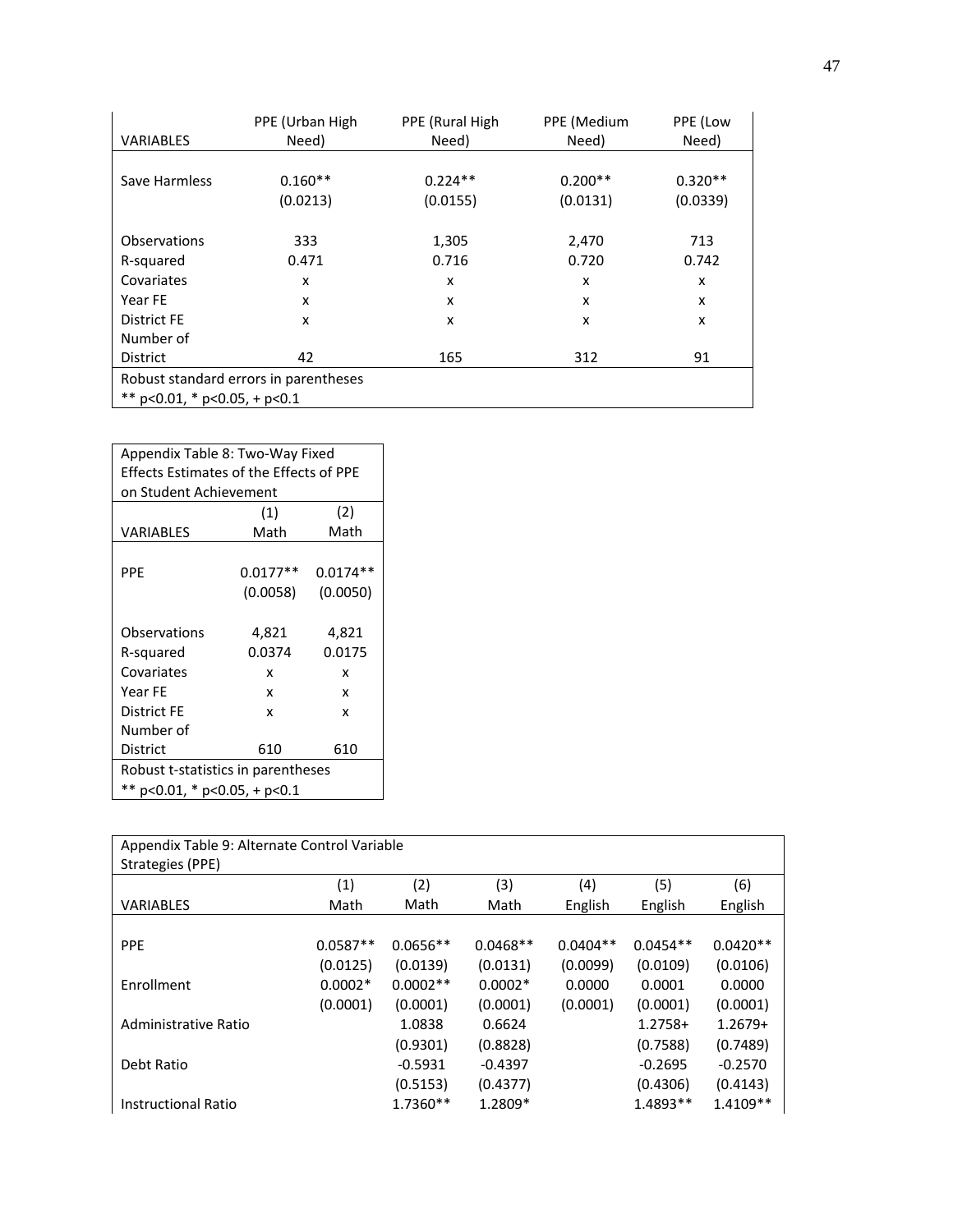| VARIABLES | PPE (Urban High Need) | PPE (Rural High Need) | PPE (Medium Need) | PPE (Low Need) |
|---|---|---|---|---|
| Save Harmless | 0.160** | 0.224** | 0.200** | 0.320** |
| | (0.0213) | (0.0155) | (0.0131) | (0.0339) |
| Observations | 333 | 1,305 | 2,470 | 713 |
| R-squared | 0.471 | 0.716 | 0.720 | 0.742 |
| Covariates | x | x | x | x |
| Year FE | x | x | x | x |
| District FE | x | x | x | x |
| Number of District | 42 | 165 | 312 | 91 |
| Robust standard errors in parentheses | | | | |
| ** p<0.01, * p<0.05, + p<0.1 | | | | |

| Appendix Table 8: Two-Way Fixed Effects Estimates of the Effects of PPE on Student Achievement | | |
|---|---|---|
| | (1) | (2) |
| VARIABLES | Math | Math |
| PPE | 0.0177** | 0.0174** |
| | (0.0058) | (0.0050) |
| Observations | 4,821 | 4,821 |
| R-squared | 0.0374 | 0.0175 |
| Covariates | x | x |
| Year FE | x | x |
| District FE | x | x |
| Number of District | 610 | 610 |
| Robust t-statistics in parentheses | | |
| ** p<0.01, * p<0.05, + p<0.1 | | |

| Appendix Table 9: Alternate Control Variable Strategies (PPE) | | | | | | |
|---|---|---|---|---|---|---|
| | (1) | (2) | (3) | (4) | (5) | (6) |
| VARIABLES | Math | Math | Math | English | English | English |
| PPE | 0.0587** | 0.0656** | 0.0468** | 0.0404** | 0.0454** | 0.0420** |
| | (0.0125) | (0.0139) | (0.0131) | (0.0099) | (0.0109) | (0.0106) |
| Enrollment | 0.0002* | 0.0002** | 0.0002* | 0.0000 | 0.0001 | 0.0000 |
| | (0.0001) | (0.0001) | (0.0001) | (0.0001) | (0.0001) | (0.0001) |
| Administrative Ratio | | 1.0838 | 0.6624 | | 1.2758+ | 1.2679+ |
| | | (0.9301) | (0.8828) | | (0.7588) | (0.7489) |
| Debt Ratio | | -0.5931 | -0.4397 | | -0.2695 | -0.2570 |
| | | (0.5153) | (0.4377) | | (0.4306) | (0.4143) |
| Instructional Ratio | | 1.7360** | 1.2809* | | 1.4893** | 1.4109** |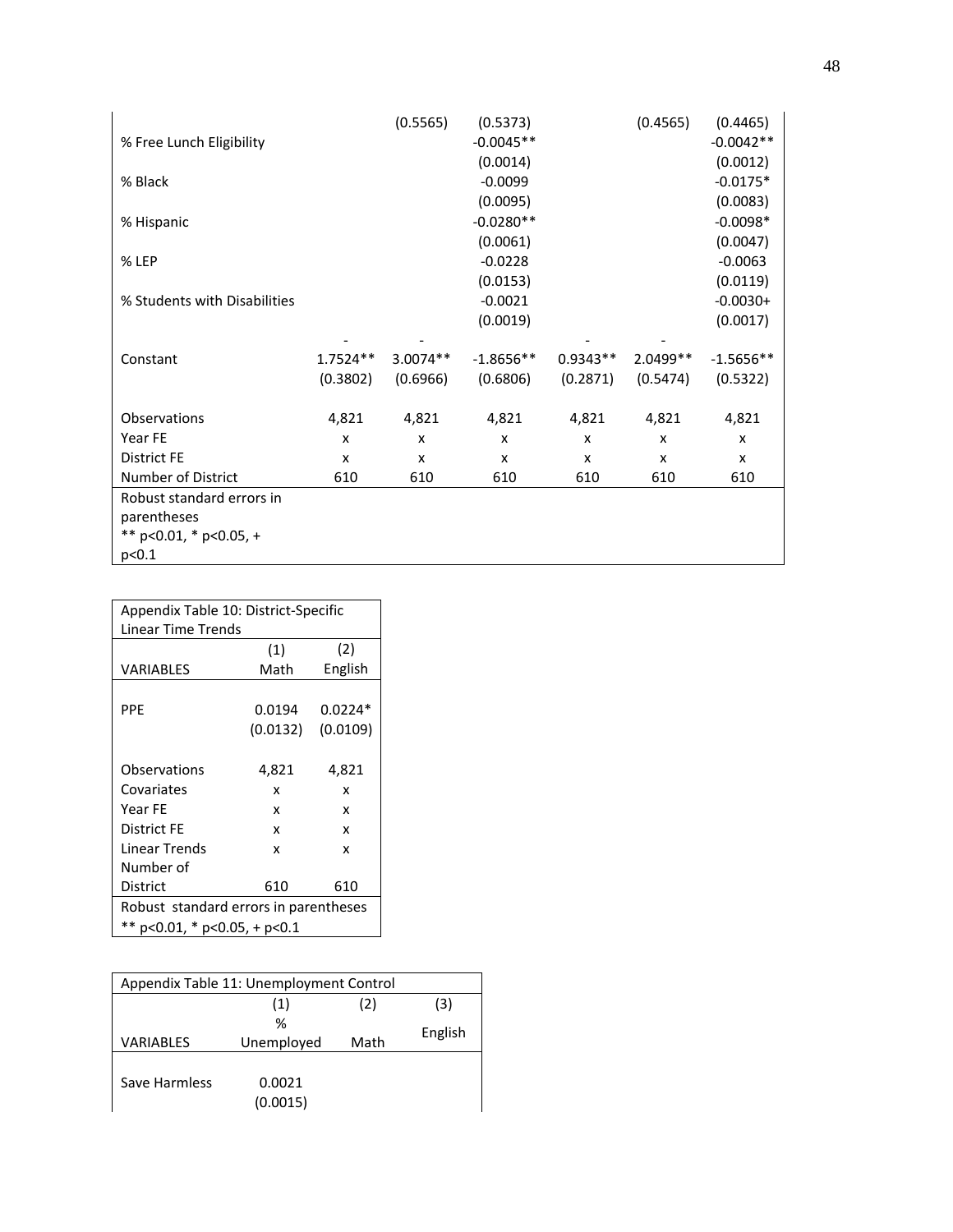| | | | | | | |
|---|---|---|---|---|---|---|
| | | (0.5565) | (0.5373) | | (0.4565) | (0.4465) |
| % Free Lunch Eligibility | | | -0.0045** | | | -0.0042** |
| | | | (0.0014) | | | (0.0012) |
| % Black | | | -0.0099 | | | -0.0175* |
| | | | (0.0095) | | | (0.0083) |
| % Hispanic | | | -0.0280** | | | -0.0098* |
| | | | (0.0061) | | | (0.0047) |
| % LEP | | | -0.0228 | | | -0.0063 |
| | | | (0.0153) | | | (0.0119) |
| % Students with Disabilities | | | -0.0021 | | | -0.0030+ |
| | | | (0.0019) | | | (0.0017) |
| Constant | -1.7524** | -3.0074** | -1.8656** | -0.9343** | -2.0499** | -1.5656** |
| | (0.3802) | (0.6966) | (0.6806) | (0.2871) | (0.5474) | (0.5322) |
| Observations | 4,821 | 4,821 | 4,821 | 4,821 | 4,821 | 4,821 |
| Year FE | x | x | x | x | x | x |
| District FE | x | x | x | x | x | x |
| Number of District | 610 | 610 | 610 | 610 | 610 | 610 |

Robust standard errors in parentheses
** p<0.01, * p<0.05, + p<0.1

| Appendix Table 10: District-Specific Linear Time Trends | | |
|---|---|---|
| | (1) | (2) |
| VARIABLES | Math | English |
| PPE | 0.0194 | 0.0224* |
| | (0.0132) | (0.0109) |
| Observations | 4,821 | 4,821 |
| Covariates | x | x |
| Year FE | x | x |
| District FE | x | x |
| Linear Trends | x | x |
| Number of District | 610 | 610 |

Robust standard errors in parentheses
** p<0.01, * p<0.05, + p<0.1

| Appendix Table 11: Unemployment Control | | | |
|---|---|---|---|
| | (1) | (2) | (3) |
| VARIABLES | % Unemployed | Math | English |
| Save Harmless | 0.0021 | | |
| | (0.0015) | | |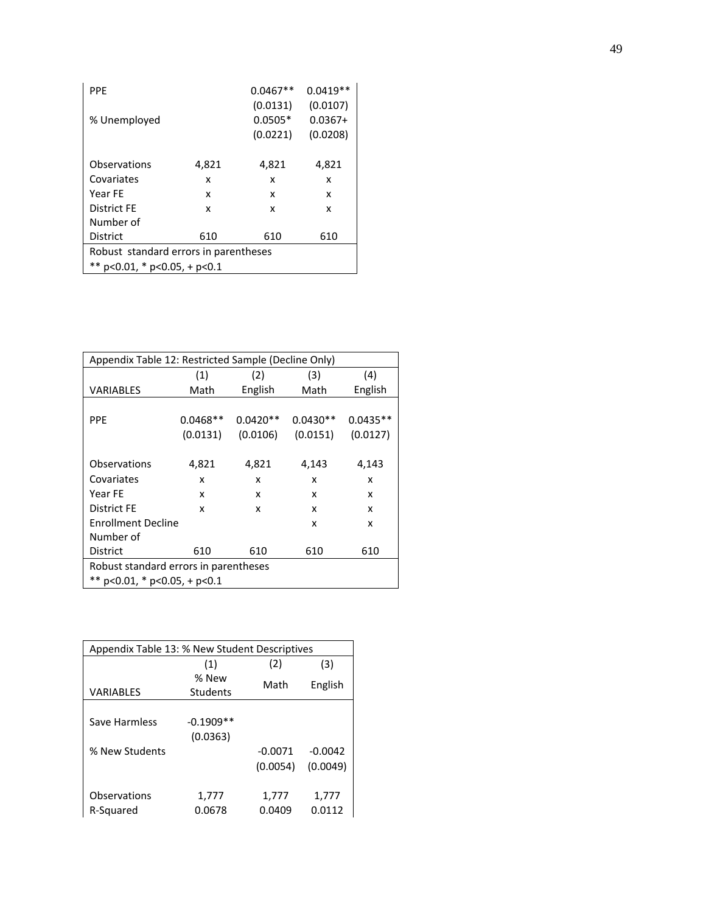| | | | |
|---|---|---|---|
| PPE | | 0.0467** | 0.0419** |
| | | (0.0131) | (0.0107) |
| % Unemployed | | 0.0505* | 0.0367+ |
| | | (0.0221) | (0.0208) |
| Observations | 4,821 | 4,821 | 4,821 |
| Covariates | x | x | x |
| Year FE | x | x | x |
| District FE | x | x | x |
| Number of District | 610 | 610 | 610 |
| Robust standard errors in parentheses | | | |
| ** p<0.01, * p<0.05, + p<0.1 | | | |

Appendix Table 12: Restricted Sample (Decline Only)

| | (1) | (2) | (3) | (4) |
|---|---|---|---|---|
| VARIABLES | Math | English | Math | English |
| PPE | 0.0468** | 0.0420** | 0.0430** | 0.0435** |
| | (0.0131) | (0.0106) | (0.0151) | (0.0127) |
| Observations | 4,821 | 4,821 | 4,143 | 4,143 |
| Covariates | x | x | x | x |
| Year FE | x | x | x | x |
| District FE | x | x | x | x |
| Enrollment Decline | | | x | x |
| Number of District | 610 | 610 | 610 | 610 |
| Robust standard errors in parentheses | | | | |
| ** p<0.01, * p<0.05, + p<0.1 | | | | |

Appendix Table 13: % New Student Descriptives

| | (1) | (2) | (3) |
|---|---|---|---|
| VARIABLES | % New Students | Math | English |
| Save Harmless | -0.1909** | | |
| | (0.0363) | | |
| % New Students | | -0.0071 | -0.0042 |
| | | (0.0054) | (0.0049) |
| Observations | 1,777 | 1,777 | 1,777 |
| R-Squared | 0.0678 | 0.0409 | 0.0112 |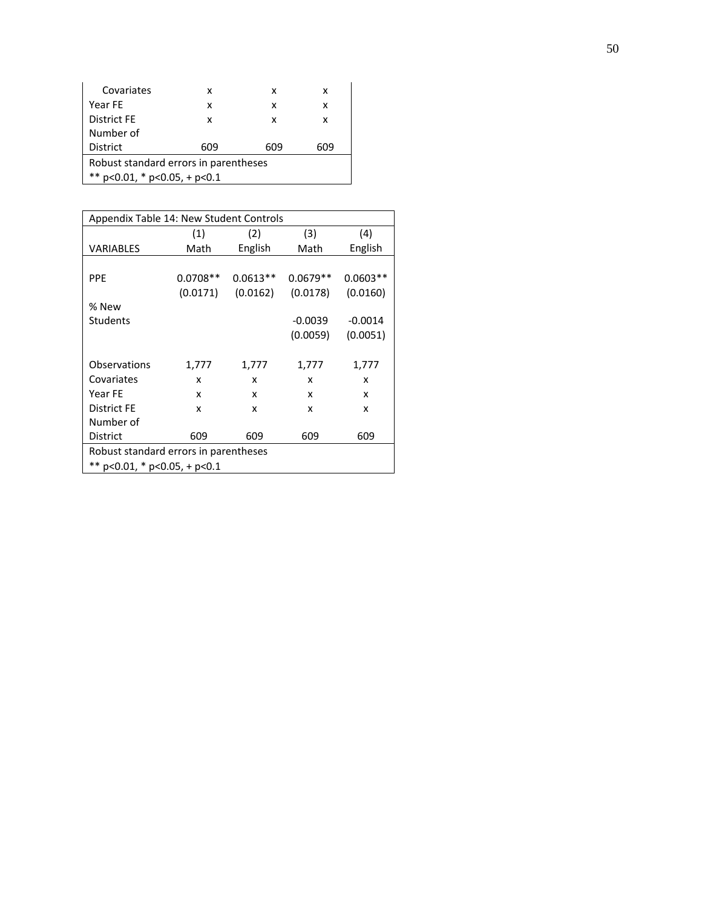| | | | |
|---|---|---|---|
| Covariates | x | x | x |
| Year FE | x | x | x |
| District FE | x | x | x |
| Number of District | 609 | 609 | 609 |

Robust standard errors in parentheses
** p<0.01, * p<0.05, + p<0.1

Appendix Table 14: New Student Controls

| VARIABLES | (1) Math | (2) English | (3) Math | (4) English |
|---|---|---|---|---|
| PPE | 0.0708** | 0.0613** | 0.0679** | 0.0603** |
| | (0.0171) | (0.0162) | (0.0178) | (0.0160) |
| % New Students | | | -0.0039 | -0.0014 |
| | | | (0.0059) | (0.0051) |
| Observations | 1,777 | 1,777 | 1,777 | 1,777 |
| Covariates | x | x | x | x |
| Year FE | x | x | x | x |
| District FE | x | x | x | x |
| Number of District | 609 | 609 | 609 | 609 |

Robust standard errors in parentheses
** p<0.01, * p<0.05, + p<0.1